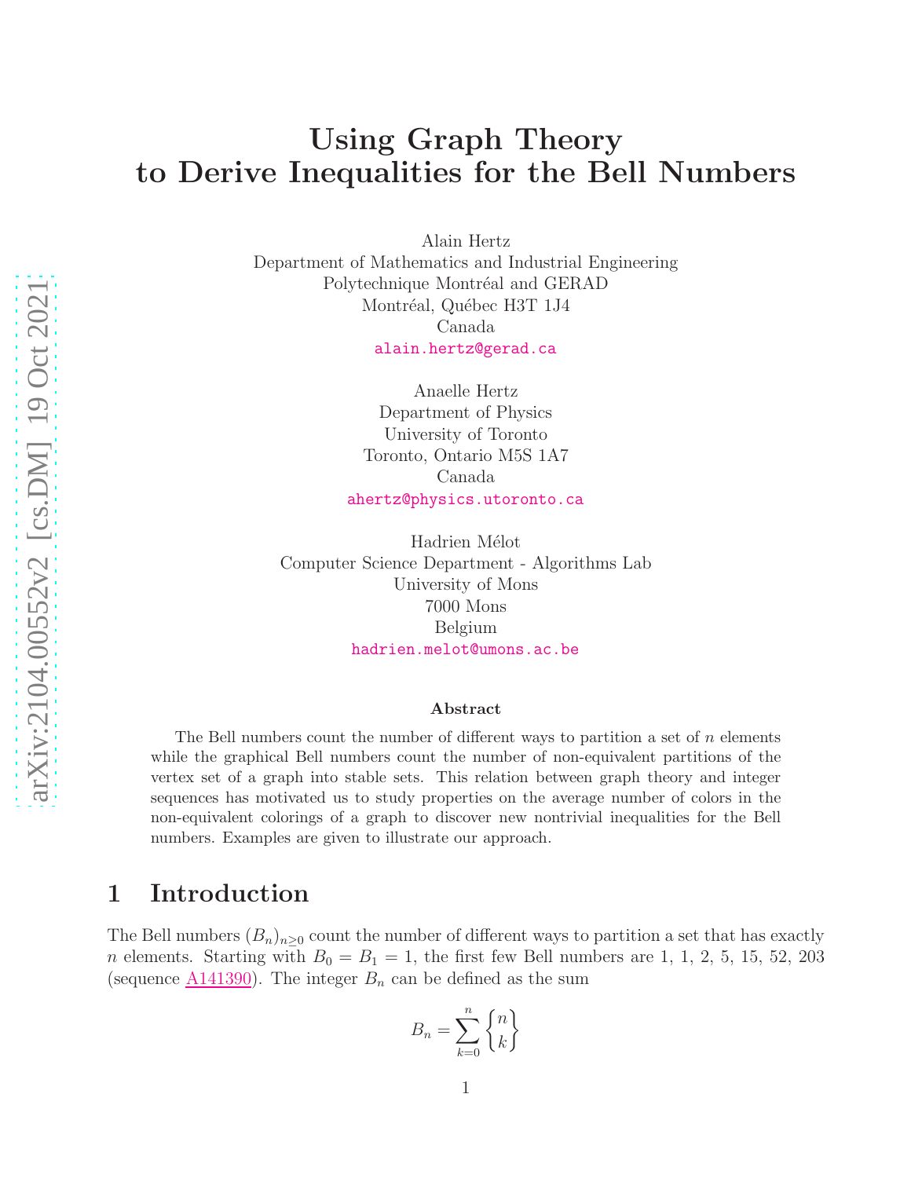# Using Graph Theory to Derive Inequalities for the Bell Numbers

Alain Hertz
Department of Mathematics and Industrial Engineering
Polytechnique Montréal and GERAD
Montréal, Québec H3T 1J4
Canada
alain.hertz@gerad.ca

Anaelle Hertz
Department of Physics
University of Toronto
Toronto, Ontario M5S 1A7
Canada
ahertz@physics.utoronto.ca

Hadrien Mélot
Computer Science Department - Algorithms Lab
University of Mons
7000 Mons
Belgium
hadrien.melot@umons.ac.be

**Abstract**

The Bell numbers count the number of different ways to partition a set of $n$ elements while the graphical Bell numbers count the number of non-equivalent partitions of the vertex set of a graph into stable sets. This relation between graph theory and integer sequences has motivated us to study properties on the average number of colors in the non-equivalent colorings of a graph to discover new nontrivial inequalities for the Bell numbers. Examples are given to illustrate our approach.

## 1 Introduction

The Bell numbers $(B_n)_{n\geq 0}$ count the number of different ways to partition a set that has exactly $n$ elements. Starting with $B_0 = B_1 = 1$, the first few Bell numbers are 1, 1, 2, 5, 15, 52, 203 (sequence A141390). The integer $B_n$ can be defined as the sum

$$B_n = \sum_{k=0}^{n} \left\{ {n \atop k} \right\}$$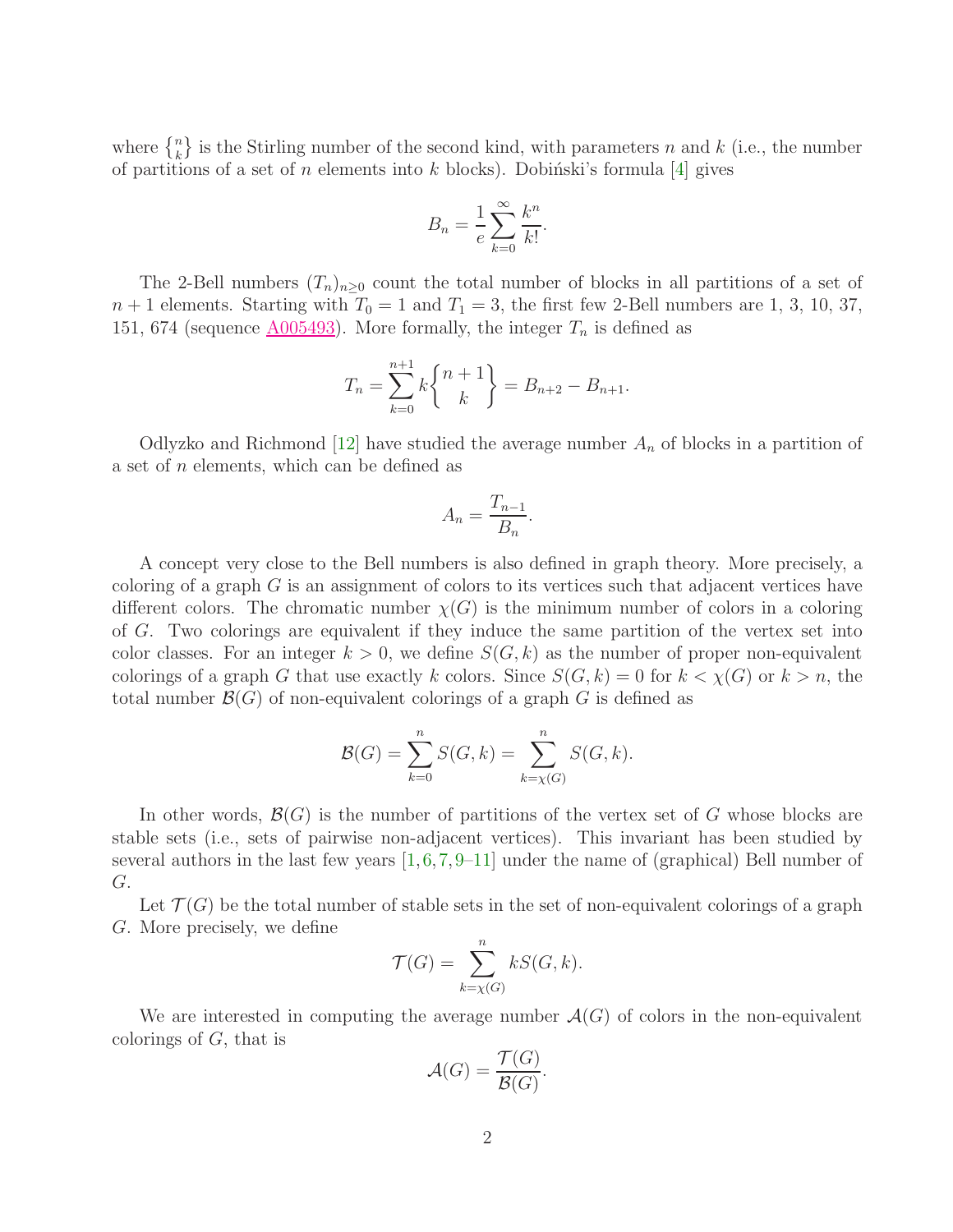where $\left\{ {n \atop k} \right\}$ is the Stirling number of the second kind, with parameters $n$ and $k$ (i.e., the number of partitions of a set of $n$ elements into $k$ blocks). Dobiński's formula [4] gives

$$B_n = \frac{1}{e} \sum_{k=0}^{\infty} \frac{k^n}{k!}.$$

The 2-Bell numbers $(T_n)_{n \geq 0}$ count the total number of blocks in all partitions of a set of $n+1$ elements. Starting with $T_0 = 1$ and $T_1 = 3$, the first few 2-Bell numbers are 1, 3, 10, 37, 151, 674 (sequence A005493). More formally, the integer $T_n$ is defined as

$$T_n = \sum_{k=0}^{n+1} k \left\{ {n+1 \atop k} \right\} = B_{n+2} - B_{n+1}.$$

Odlyzko and Richmond [12] have studied the average number $A_n$ of blocks in a partition of a set of $n$ elements, which can be defined as

$$A_n = \frac{T_{n-1}}{B_n}.$$

A concept very close to the Bell numbers is also defined in graph theory. More precisely, a coloring of a graph $G$ is an assignment of colors to its vertices such that adjacent vertices have different colors. The chromatic number $\chi(G)$ is the minimum number of colors in a coloring of $G$. Two colorings are equivalent if they induce the same partition of the vertex set into color classes. For an integer $k > 0$, we define $S(G, k)$ as the number of proper non-equivalent colorings of a graph $G$ that use exactly $k$ colors. Since $S(G, k) = 0$ for $k < \chi(G)$ or $k > n$, the total number $\mathcal{B}(G)$ of non-equivalent colorings of a graph $G$ is defined as

$$\mathcal{B}(G) = \sum_{k=0}^{n} S(G, k) = \sum_{k=\chi(G)}^{n} S(G, k).$$

In other words, $\mathcal{B}(G)$ is the number of partitions of the vertex set of $G$ whose blocks are stable sets (i.e., sets of pairwise non-adjacent vertices). This invariant has been studied by several authors in the last few years [1,6,7,9–11] under the name of (graphical) Bell number of $G$.

Let $\mathcal{T}(G)$ be the total number of stable sets in the set of non-equivalent colorings of a graph $G$. More precisely, we define

$$\mathcal{T}(G) = \sum_{k=\chi(G)}^{n} k S(G, k).$$

We are interested in computing the average number $\mathcal{A}(G)$ of colors in the non-equivalent colorings of $G$, that is

$$\mathcal{A}(G) = \frac{\mathcal{T}(G)}{\mathcal{B}(G)}.$$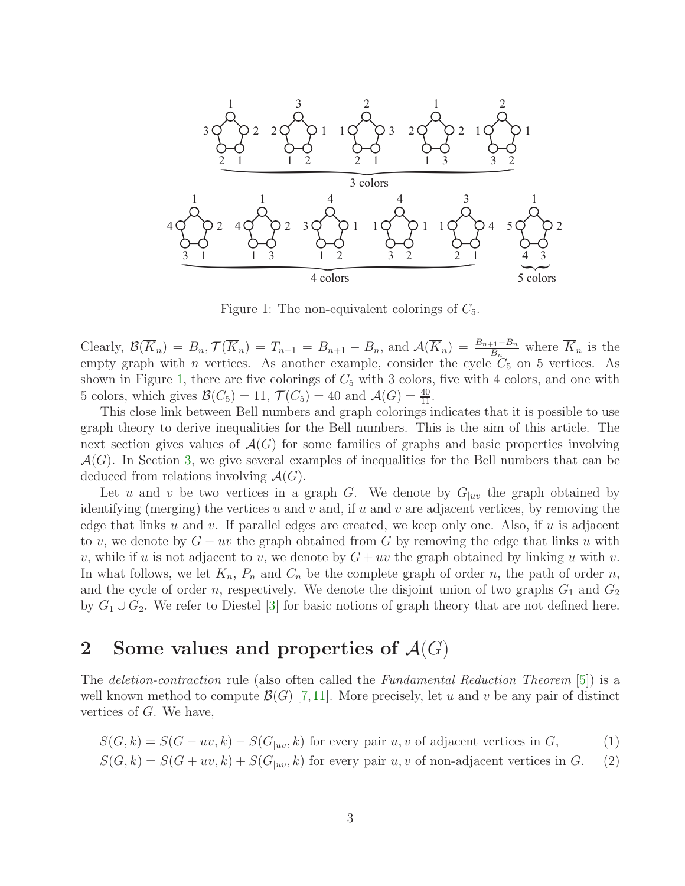Figure 1: The non-equivalent colorings of $C_5$.

Clearly, $\mathcal{B}(\overline{K}_n) = B_n, \mathcal{T}(\overline{K}_n) = T_{n-1} = B_{n+1} - B_n$, and $\mathcal{A}(\overline{K}_n) = \frac{B_{n+1}-B_n}{B_n}$ where $\overline{K}_n$ is the empty graph with $n$ vertices. As another example, consider the cycle $C_5$ on 5 vertices. As shown in Figure 1, there are five colorings of $C_5$ with 3 colors, five with 4 colors, and one with 5 colors, which gives $\mathcal{B}(C_5) = 11$, $\mathcal{T}(C_5) = 40$ and $\mathcal{A}(G) = \frac{40}{11}$.

This close link between Bell numbers and graph colorings indicates that it is possible to use graph theory to derive inequalities for the Bell numbers. This is the aim of this article. The next section gives values of $\mathcal{A}(G)$ for some families of graphs and basic properties involving $\mathcal{A}(G)$. In Section 3, we give several examples of inequalities for the Bell numbers that can be deduced from relations involving $\mathcal{A}(G)$.

Let $u$ and $v$ be two vertices in a graph $G$. We denote by $G_{|uv}$ the graph obtained by identifying (merging) the vertices $u$ and $v$ and, if $u$ and $v$ are adjacent vertices, by removing the edge that links $u$ and $v$. If parallel edges are created, we keep only one. Also, if $u$ is adjacent to $v$, we denote by $G - uv$ the graph obtained from $G$ by removing the edge that links $u$ with $v$, while if $u$ is not adjacent to $v$, we denote by $G + uv$ the graph obtained by linking $u$ with $v$. In what follows, we let $K_n$, $P_n$ and $C_n$ be the complete graph of order $n$, the path of order $n$, and the cycle of order $n$, respectively. We denote the disjoint union of two graphs $G_1$ and $G_2$ by $G_1 \cup G_2$. We refer to Diestel [3] for basic notions of graph theory that are not defined here.

## 2 Some values and properties of $\mathcal{A}(G)$

The *deletion-contraction* rule (also often called the *Fundamental Reduction Theorem* [5]) is a well known method to compute $\mathcal{B}(G)$ [7,11]. More precisely, let $u$ and $v$ be any pair of distinct vertices of $G$. We have,

$$S(G, k) = S(G - uv, k) - S(G_{|uv}, k) \text{ for every pair } u, v \text{ of adjacent vertices in } G, \quad (1)$$

$$S(G, k) = S(G + uv, k) + S(G_{|uv}, k) \text{ for every pair } u, v \text{ of non-adjacent vertices in } G. \quad (2)$$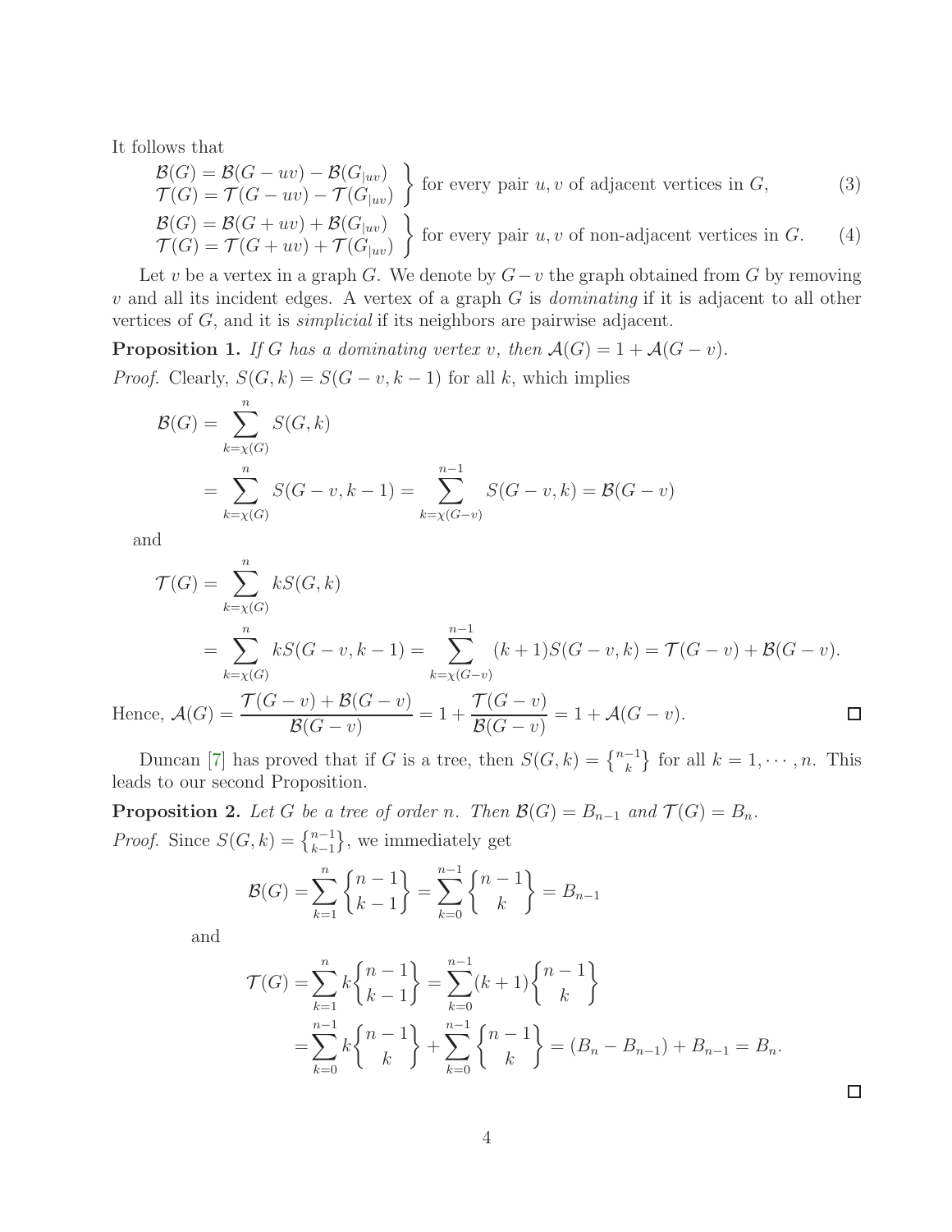It follows that

$$\left.\begin{array}{l}\mathcal{B}(G)=\mathcal{B}(G-uv)-\mathcal{B}(G_{|uv})\\ \mathcal{T}(G)=\mathcal{T}(G-uv)-\mathcal{T}(G_{|uv})\end{array}\right\}\text{ for every pair } u,v \text{ of adjacent vertices in } G, \tag{3}$$

$$\left.\begin{array}{l}\mathcal{B}(G)=\mathcal{B}(G+uv)+\mathcal{B}(G_{|uv})\\ \mathcal{T}(G)=\mathcal{T}(G+uv)+\mathcal{T}(G_{|uv})\end{array}\right\}\text{ for every pair } u,v \text{ of non-adjacent vertices in } G. \tag{4}$$

Let $v$ be a vertex in a graph $G$. We denote by $G-v$ the graph obtained from $G$ by removing $v$ and all its incident edges. A vertex of a graph $G$ is *dominating* if it is adjacent to all other vertices of $G$, and it is *simplicial* if its neighbors are pairwise adjacent.

**Proposition 1.** *If $G$ has a dominating vertex $v$, then $\mathcal{A}(G) = 1 + \mathcal{A}(G-v)$.*

*Proof.* Clearly, $S(G,k) = S(G-v,k-1)$ for all $k$, which implies

$$\begin{aligned}\mathcal{B}(G) &= \sum_{k=\chi(G)}^{n} S(G,k)\\ &= \sum_{k=\chi(G)}^{n} S(G-v,k-1) = \sum_{k=\chi(G-v)}^{n-1} S(G-v,k) = \mathcal{B}(G-v)\end{aligned}$$

and

$$\begin{aligned}\mathcal{T}(G) &= \sum_{k=\chi(G)}^{n} kS(G,k)\\ &= \sum_{k=\chi(G)}^{n} kS(G-v,k-1) = \sum_{k=\chi(G-v)}^{n-1} (k+1)S(G-v,k) = \mathcal{T}(G-v)+\mathcal{B}(G-v).\end{aligned}$$

Hence, $\mathcal{A}(G) = \dfrac{\mathcal{T}(G-v)+\mathcal{B}(G-v)}{\mathcal{B}(G-v)} = 1 + \dfrac{\mathcal{T}(G-v)}{\mathcal{B}(G-v)} = 1 + \mathcal{A}(G-v)$. □

Duncan [7] has proved that if $G$ is a tree, then $S(G,k) = \left\{{n-1 \atop k}\right\}$ for all $k = 1,\cdots,n$. This leads to our second Proposition.

**Proposition 2.** *Let $G$ be a tree of order $n$. Then $\mathcal{B}(G) = B_{n-1}$ and $\mathcal{T}(G) = B_n$.*

*Proof.* Since $S(G,k) = \left\{{n-1 \atop k-1}\right\}$, we immediately get

$$\mathcal{B}(G) = \sum_{k=1}^{n} \left\{{n-1 \atop k-1}\right\} = \sum_{k=0}^{n-1} \left\{{n-1 \atop k}\right\} = B_{n-1}$$

and

$$\begin{aligned}\mathcal{T}(G) &= \sum_{k=1}^{n} k\left\{{n-1 \atop k-1}\right\} = \sum_{k=0}^{n-1} (k+1)\left\{{n-1 \atop k}\right\}\\ &= \sum_{k=0}^{n-1} k\left\{{n-1 \atop k}\right\} + \sum_{k=0}^{n-1} \left\{{n-1 \atop k}\right\} = (B_n - B_{n-1}) + B_{n-1} = B_n.\end{aligned}$$

□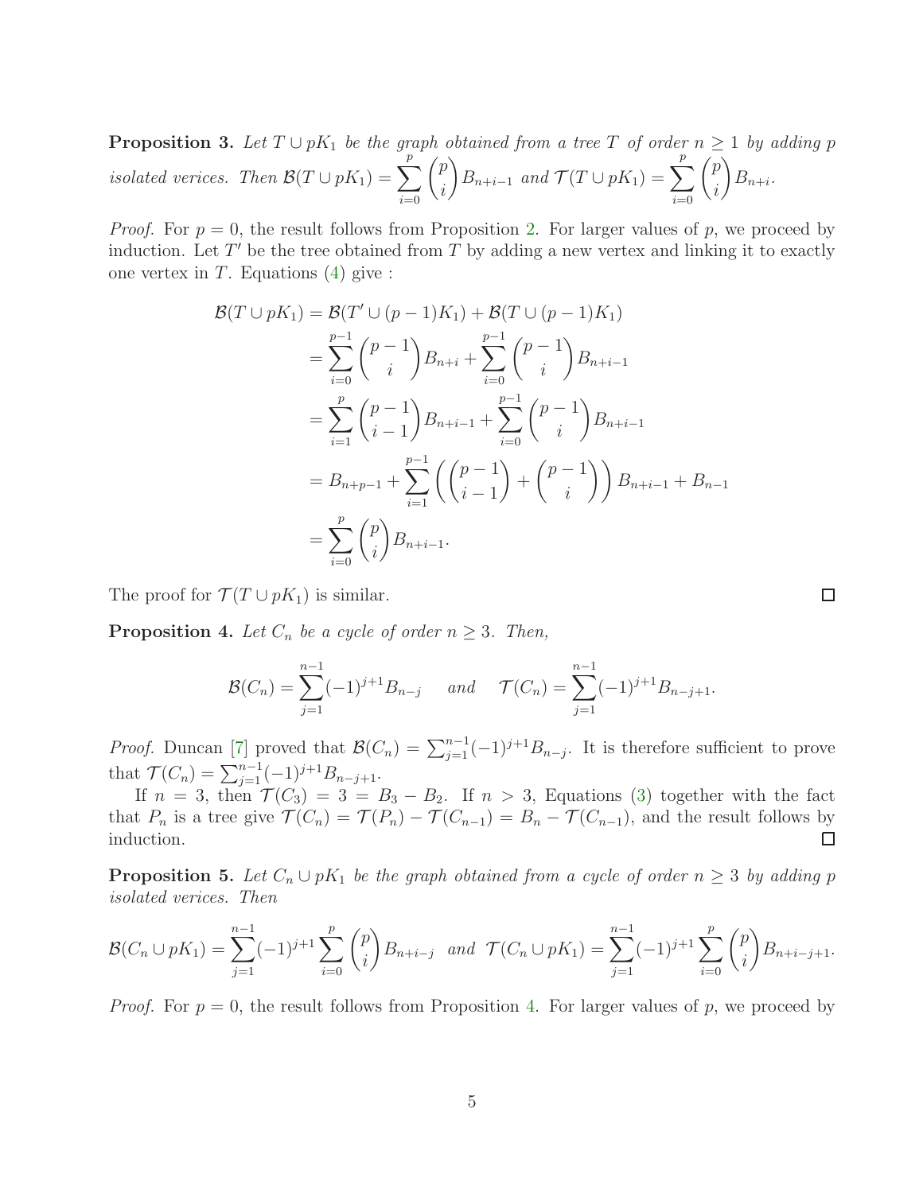**Proposition 3.** *Let $T \cup pK_1$ be the graph obtained from a tree $T$ of order $n \geq 1$ by adding $p$ isolated verices. Then $\mathcal{B}(T \cup pK_1) = \sum_{i=0}^{p} \binom{p}{i} B_{n+i-1}$ and $\mathcal{T}(T \cup pK_1) = \sum_{i=0}^{p} \binom{p}{i} B_{n+i}$.*

*Proof.* For $p = 0$, the result follows from Proposition 2. For larger values of $p$, we proceed by induction. Let $T'$ be the tree obtained from $T$ by adding a new vertex and linking it to exactly one vertex in $T$. Equations (4) give :

$$
\begin{aligned}
\mathcal{B}(T \cup pK_1) &= \mathcal{B}(T' \cup (p-1)K_1) + \mathcal{B}(T \cup (p-1)K_1) \\
&= \sum_{i=0}^{p-1} \binom{p-1}{i} B_{n+i} + \sum_{i=0}^{p-1} \binom{p-1}{i} B_{n+i-1} \\
&= \sum_{i=1}^{p} \binom{p-1}{i-1} B_{n+i-1} + \sum_{i=0}^{p-1} \binom{p-1}{i} B_{n+i-1} \\
&= B_{n+p-1} + \sum_{i=1}^{p-1} \left( \binom{p-1}{i-1} + \binom{p-1}{i} \right) B_{n+i-1} + B_{n-1} \\
&= \sum_{i=0}^{p} \binom{p}{i} B_{n+i-1}.
\end{aligned}
$$

The proof for $\mathcal{T}(T \cup pK_1)$ is similar. □

**Proposition 4.** *Let $C_n$ be a cycle of order $n \geq 3$. Then,*

$$
\mathcal{B}(C_n) = \sum_{j=1}^{n-1} (-1)^{j+1} B_{n-j} \quad \text{and} \quad \mathcal{T}(C_n) = \sum_{j=1}^{n-1} (-1)^{j+1} B_{n-j+1}.
$$

*Proof.* Duncan [7] proved that $\mathcal{B}(C_n) = \sum_{j=1}^{n-1} (-1)^{j+1} B_{n-j}$. It is therefore sufficient to prove that $\mathcal{T}(C_n) = \sum_{j=1}^{n-1} (-1)^{j+1} B_{n-j+1}$.

If $n = 3$, then $\mathcal{T}(C_3) = 3 = B_3 - B_2$. If $n > 3$, Equations (3) together with the fact that $P_n$ is a tree give $\mathcal{T}(C_n) = \mathcal{T}(P_n) - \mathcal{T}(C_{n-1}) = B_n - \mathcal{T}(C_{n-1})$, and the result follows by induction. □

**Proposition 5.** *Let $C_n \cup pK_1$ be the graph obtained from a cycle of order $n \geq 3$ by adding $p$ isolated verices. Then*

$$
\mathcal{B}(C_n \cup pK_1) = \sum_{j=1}^{n-1} (-1)^{j+1} \sum_{i=0}^{p} \binom{p}{i} B_{n+i-j} \quad \text{and} \quad \mathcal{T}(C_n \cup pK_1) = \sum_{j=1}^{n-1} (-1)^{j+1} \sum_{i=0}^{p} \binom{p}{i} B_{n+i-j+1}.
$$

*Proof.* For $p = 0$, the result follows from Proposition 4. For larger values of $p$, we proceed by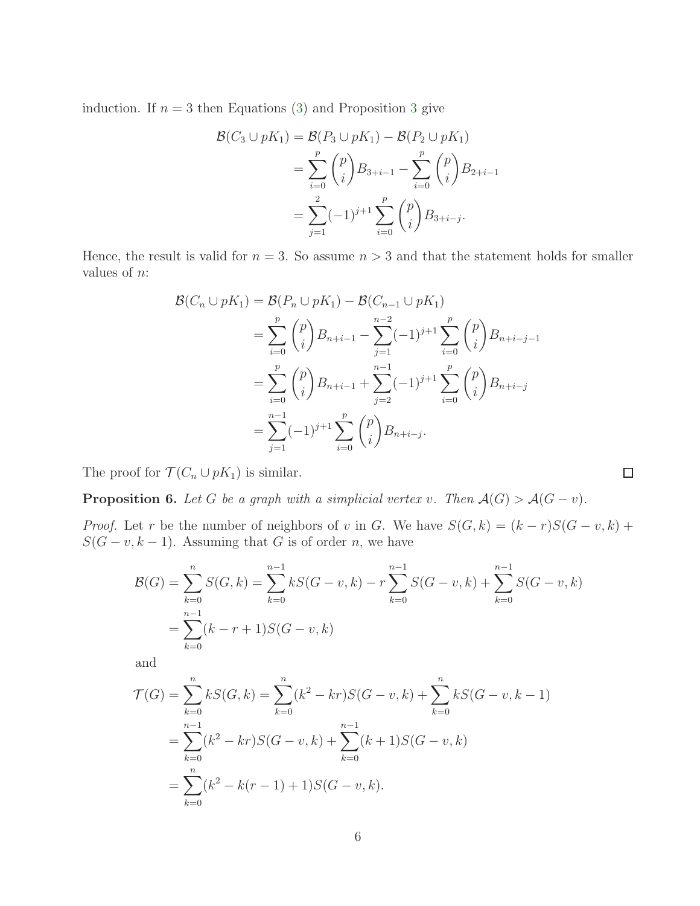induction. If $n = 3$ then Equations (3) and Proposition 3 give

$$
\begin{aligned}
\mathcal{B}(C_3 \cup pK_1) &= \mathcal{B}(P_3 \cup pK_1) - \mathcal{B}(P_2 \cup pK_1) \\
&= \sum_{i=0}^{p} \binom{p}{i} B_{3+i-1} - \sum_{i=0}^{p} \binom{p}{i} B_{2+i-1} \\
&= \sum_{j=1}^{2} (-1)^{j+1} \sum_{i=0}^{p} \binom{p}{i} B_{3+i-j}.
\end{aligned}
$$

Hence, the result is valid for $n = 3$. So assume $n > 3$ and that the statement holds for smaller values of $n$:

$$
\begin{aligned}
\mathcal{B}(C_n \cup pK_1) &= \mathcal{B}(P_n \cup pK_1) - \mathcal{B}(C_{n-1} \cup pK_1) \\
&= \sum_{i=0}^{p} \binom{p}{i} B_{n+i-1} - \sum_{j=1}^{n-2} (-1)^{j+1} \sum_{i=0}^{p} \binom{p}{i} B_{n+i-j-1} \\
&= \sum_{i=0}^{p} \binom{p}{i} B_{n+i-1} + \sum_{j=2}^{n-1} (-1)^{j+1} \sum_{i=0}^{p} \binom{p}{i} B_{n+i-j} \\
&= \sum_{j=1}^{n-1} (-1)^{j+1} \sum_{i=0}^{p} \binom{p}{i} B_{n+i-j}.
\end{aligned}
$$

The proof for $\mathcal{T}(C_n \cup pK_1)$ is similar. □

**Proposition 6.** *Let $G$ be a graph with a simplicial vertex $v$. Then $\mathcal{A}(G) > \mathcal{A}(G - v)$.*

*Proof.* Let $r$ be the number of neighbors of $v$ in $G$. We have $S(G, k) = (k - r)S(G - v, k) + S(G - v, k - 1)$. Assuming that $G$ is of order $n$, we have

$$
\begin{aligned}
\mathcal{B}(G) &= \sum_{k=0}^{n} S(G, k) = \sum_{k=0}^{n-1} kS(G - v, k) - r \sum_{k=0}^{n-1} S(G - v, k) + \sum_{k=0}^{n-1} S(G - v, k) \\
&= \sum_{k=0}^{n-1} (k - r + 1)S(G - v, k)
\end{aligned}
$$

and

$$
\begin{aligned}
\mathcal{T}(G) &= \sum_{k=0}^{n} kS(G, k) = \sum_{k=0}^{n} (k^2 - kr)S(G - v, k) + \sum_{k=0}^{n} kS(G - v, k - 1) \\
&= \sum_{k=0}^{n-1} (k^2 - kr)S(G - v, k) + \sum_{k=0}^{n-1} (k + 1)S(G - v, k) \\
&= \sum_{k=0}^{n} (k^2 - k(r - 1) + 1)S(G - v, k).
\end{aligned}
$$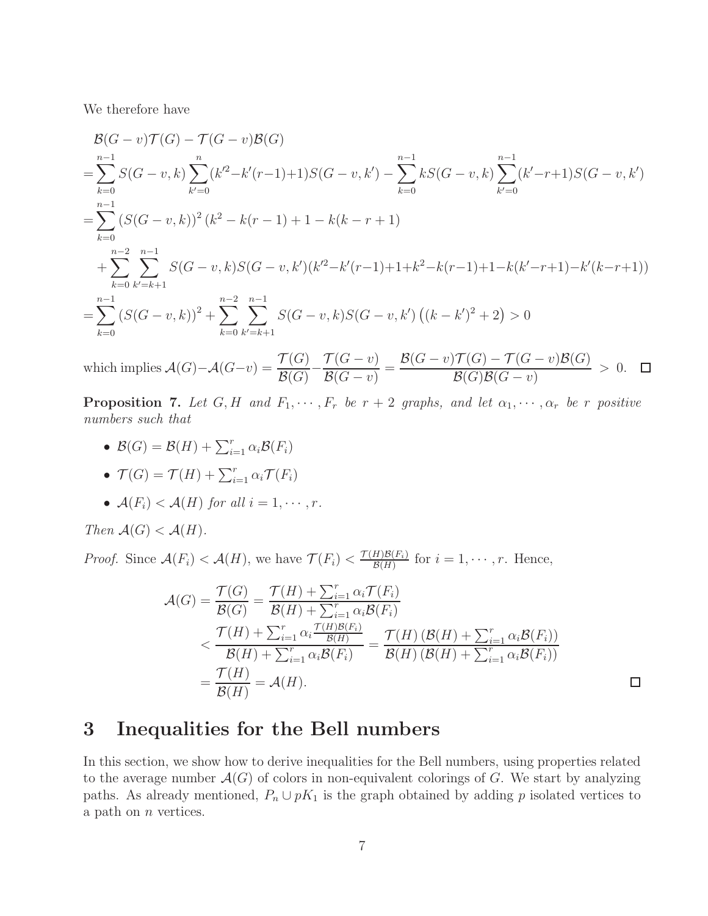We therefore have

$$
\begin{aligned}
&\mathcal{B}(G-v)\mathcal{T}(G) - \mathcal{T}(G-v)\mathcal{B}(G)\\
&=\sum_{k=0}^{n-1} S(G-v,k)\sum_{k'=0}^{n}(k'^2-k'(r-1)+1)S(G-v,k') - \sum_{k=0}^{n-1} kS(G-v,k)\sum_{k'=0}^{n-1}(k'-r+1)S(G-v,k')\\
&=\sum_{k=0}^{n-1}\left(S(G-v,k)\right)^2\left(k^2-k(r-1)+1-k(k-r+1)\right)\\
&\quad+\sum_{k=0}^{n-2}\sum_{k'=k+1}^{n-1} S(G-v,k)S(G-v,k')(k'^2-k'(r-1)+1+k^2-k(r-1)+1-k(k'-r+1)-k'(k-r+1))\\
&=\sum_{k=0}^{n-1}\left(S(G-v,k)\right)^2+\sum_{k=0}^{n-2}\sum_{k'=k+1}^{n-1} S(G-v,k)S(G-v,k')\left((k-k')^2+2\right)>0
\end{aligned}
$$

which implies $\mathcal{A}(G)-\mathcal{A}(G-v)=\dfrac{\mathcal{T}(G)}{\mathcal{B}(G)}-\dfrac{\mathcal{T}(G-v)}{\mathcal{B}(G-v)}=\dfrac{\mathcal{B}(G-v)\mathcal{T}(G)-\mathcal{T}(G-v)\mathcal{B}(G)}{\mathcal{B}(G)\mathcal{B}(G-v)}>0.$ □

**Proposition 7.** *Let $G, H$ and $F_1,\cdots,F_r$ be $r+2$ graphs, and let $\alpha_1,\cdots,\alpha_r$ be $r$ positive numbers such that*

- $\mathcal{B}(G)=\mathcal{B}(H)+\sum_{i=1}^{r}\alpha_i\mathcal{B}(F_i)$
- $\mathcal{T}(G)=\mathcal{T}(H)+\sum_{i=1}^{r}\alpha_i\mathcal{T}(F_i)$
- $\mathcal{A}(F_i)<\mathcal{A}(H)$ *for all* $i=1,\cdots,r$.

*Then $\mathcal{A}(G)<\mathcal{A}(H)$.*

*Proof.* Since $\mathcal{A}(F_i)<\mathcal{A}(H)$, we have $\mathcal{T}(F_i)<\frac{\mathcal{T}(H)\mathcal{B}(F_i)}{\mathcal{B}(H)}$ for $i=1,\cdots,r$. Hence,

$$
\begin{aligned}
\mathcal{A}(G)&=\frac{\mathcal{T}(G)}{\mathcal{B}(G)}=\frac{\mathcal{T}(H)+\sum_{i=1}^{r}\alpha_i\mathcal{T}(F_i)}{\mathcal{B}(H)+\sum_{i=1}^{r}\alpha_i\mathcal{B}(F_i)}\\
&<\frac{\mathcal{T}(H)+\sum_{i=1}^{r}\alpha_i\frac{\mathcal{T}(H)\mathcal{B}(F_i)}{\mathcal{B}(H)}}{\mathcal{B}(H)+\sum_{i=1}^{r}\alpha_i\mathcal{B}(F_i)}=\frac{\mathcal{T}(H)\left(\mathcal{B}(H)+\sum_{i=1}^{r}\alpha_i\mathcal{B}(F_i)\right)}{\mathcal{B}(H)\left(\mathcal{B}(H)+\sum_{i=1}^{r}\alpha_i\mathcal{B}(F_i)\right)}\\
&=\frac{\mathcal{T}(H)}{\mathcal{B}(H)}=\mathcal{A}(H).
\end{aligned}
$$

□

# 3 Inequalities for the Bell numbers

In this section, we show how to derive inequalities for the Bell numbers, using properties related to the average number $\mathcal{A}(G)$ of colors in non-equivalent colorings of $G$. We start by analyzing paths. As already mentioned, $P_n\cup pK_1$ is the graph obtained by adding $p$ isolated vertices to a path on $n$ vertices.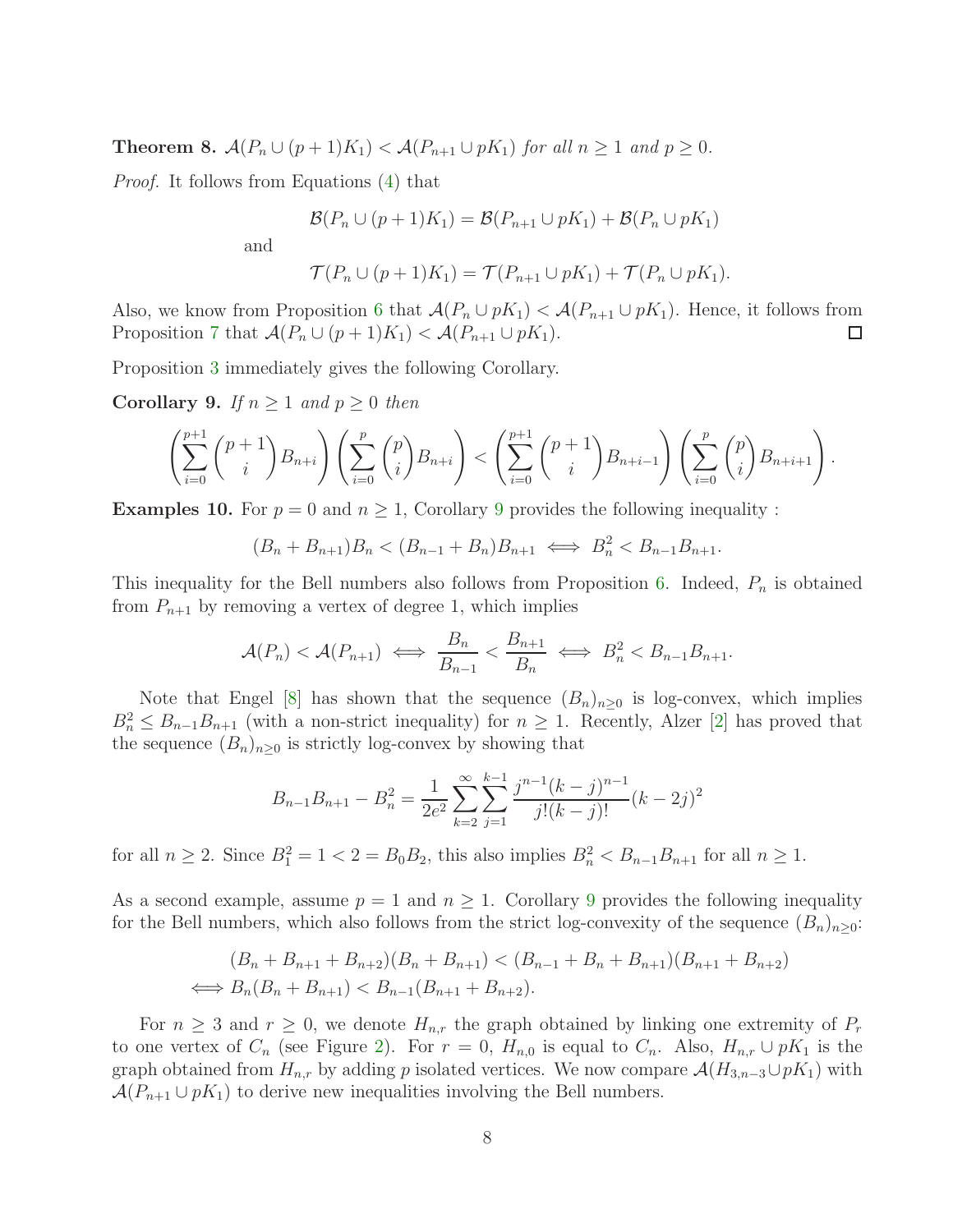**Theorem 8.** *$\mathcal{A}(P_n \cup (p+1)K_1) < \mathcal{A}(P_{n+1} \cup pK_1)$ for all $n \geq 1$ and $p \geq 0$.*

*Proof.* It follows from Equations (4) that

$$\mathcal{B}(P_n \cup (p+1)K_1) = \mathcal{B}(P_{n+1} \cup pK_1) + \mathcal{B}(P_n \cup pK_1)$$

and

$$\mathcal{T}(P_n \cup (p+1)K_1) = \mathcal{T}(P_{n+1} \cup pK_1) + \mathcal{T}(P_n \cup pK_1).$$

Also, we know from Proposition 6 that $\mathcal{A}(P_n \cup pK_1) < \mathcal{A}(P_{n+1} \cup pK_1)$. Hence, it follows from Proposition 7 that $\mathcal{A}(P_n \cup (p+1)K_1) < \mathcal{A}(P_{n+1} \cup pK_1)$. □

Proposition 3 immediately gives the following Corollary.

**Corollary 9.** *If $n \geq 1$ and $p \geq 0$ then*

$$\left(\sum_{i=0}^{p+1} \binom{p+1}{i} B_{n+i}\right)\left(\sum_{i=0}^{p} \binom{p}{i} B_{n+i}\right) < \left(\sum_{i=0}^{p+1} \binom{p+1}{i} B_{n+i-1}\right)\left(\sum_{i=0}^{p} \binom{p}{i} B_{n+i+1}\right).$$

**Examples 10.** For $p = 0$ and $n \geq 1$, Corollary 9 provides the following inequality :

$$(B_n + B_{n+1})B_n < (B_{n-1} + B_n)B_{n+1} \iff B_n^2 < B_{n-1}B_{n+1}.$$

This inequality for the Bell numbers also follows from Proposition 6. Indeed, $P_n$ is obtained from $P_{n+1}$ by removing a vertex of degree 1, which implies

$$\mathcal{A}(P_n) < \mathcal{A}(P_{n+1}) \iff \frac{B_n}{B_{n-1}} < \frac{B_{n+1}}{B_n} \iff B_n^2 < B_{n-1}B_{n+1}.$$

Note that Engel [8] has shown that the sequence $(B_n)_{n\geq 0}$ is log-convex, which implies $B_n^2 \leq B_{n-1}B_{n+1}$ (with a non-strict inequality) for $n \geq 1$. Recently, Alzer [2] has proved that the sequence $(B_n)_{n\geq 0}$ is strictly log-convex by showing that

$$B_{n-1}B_{n+1} - B_n^2 = \frac{1}{2e^2}\sum_{k=2}^{\infty}\sum_{j=1}^{k-1} \frac{j^{n-1}(k-j)^{n-1}}{j!(k-j)!}(k-2j)^2$$

for all $n \geq 2$. Since $B_1^2 = 1 < 2 = B_0B_2$, this also implies $B_n^2 < B_{n-1}B_{n+1}$ for all $n \geq 1$.

As a second example, assume $p = 1$ and $n \geq 1$. Corollary 9 provides the following inequality for the Bell numbers, which also follows from the strict log-convexity of the sequence $(B_n)_{n\geq 0}$:

$$\begin{aligned}
&(B_n + B_{n+1} + B_{n+2})(B_n + B_{n+1}) < (B_{n-1} + B_n + B_{n+1})(B_{n+1} + B_{n+2}) \\
\iff &B_n(B_n + B_{n+1}) < B_{n-1}(B_{n+1} + B_{n+2}).
\end{aligned}$$

For $n \geq 3$ and $r \geq 0$, we denote $H_{n,r}$ the graph obtained by linking one extremity of $P_r$ to one vertex of $C_n$ (see Figure 2). For $r = 0$, $H_{n,0}$ is equal to $C_n$. Also, $H_{n,r} \cup pK_1$ is the graph obtained from $H_{n,r}$ by adding $p$ isolated vertices. We now compare $\mathcal{A}(H_{3,n-3} \cup pK_1)$ with $\mathcal{A}(P_{n+1} \cup pK_1)$ to derive new inequalities involving the Bell numbers.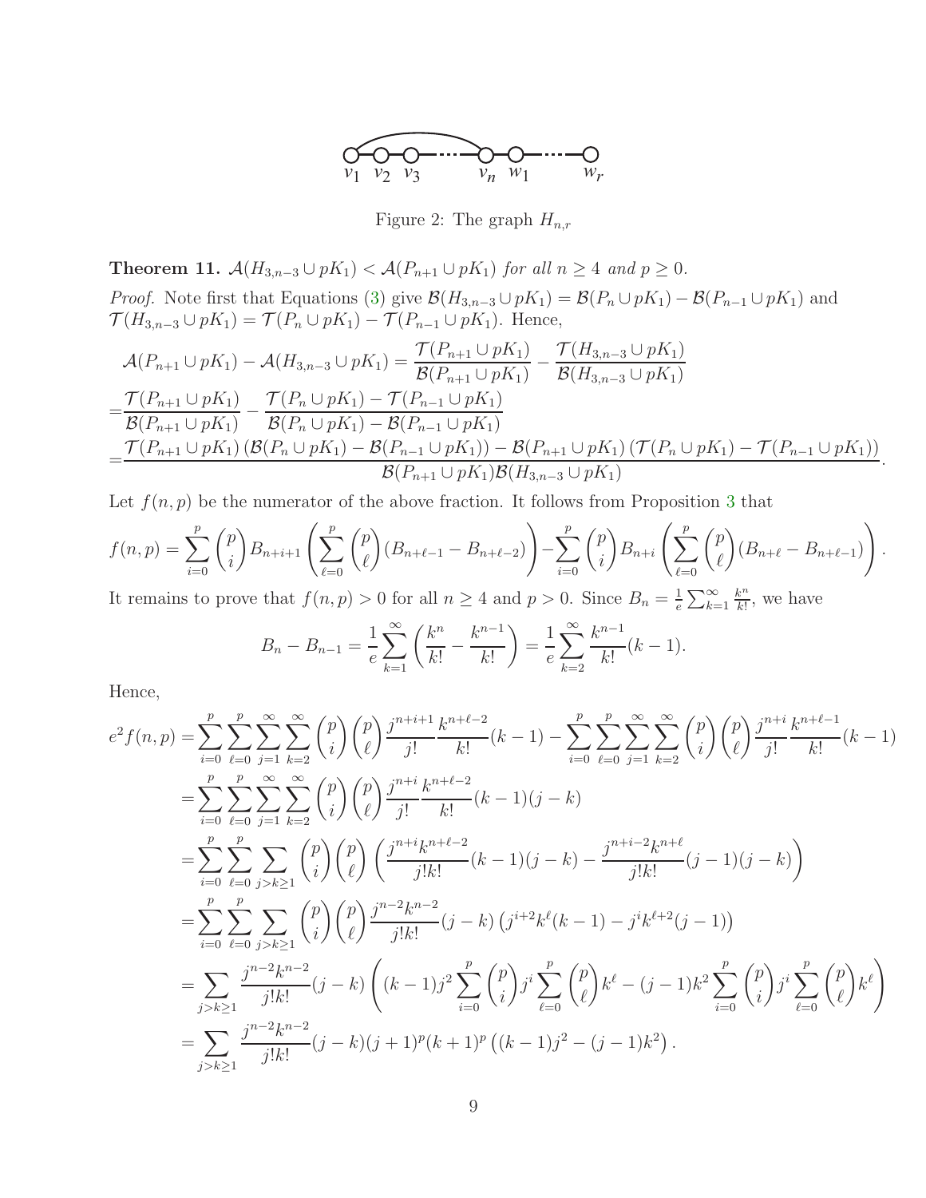Figure 2: The graph $H_{n,r}$

**Theorem 11.** *$\mathcal{A}(H_{3,n-3} \cup pK_1) < \mathcal{A}(P_{n+1} \cup pK_1)$ for all $n \geq 4$ and $p \geq 0$.*

*Proof.* Note first that Equations (3) give $\mathcal{B}(H_{3,n-3} \cup pK_1) = \mathcal{B}(P_n \cup pK_1) - \mathcal{B}(P_{n-1} \cup pK_1)$ and $\mathcal{T}(H_{3,n-3} \cup pK_1) = \mathcal{T}(P_n \cup pK_1) - \mathcal{T}(P_{n-1} \cup pK_1)$. Hence,

$$
\begin{aligned}
&\mathcal{A}(P_{n+1} \cup pK_1) - \mathcal{A}(H_{3,n-3} \cup pK_1) = \frac{\mathcal{T}(P_{n+1} \cup pK_1)}{\mathcal{B}(P_{n+1} \cup pK_1)} - \frac{\mathcal{T}(H_{3,n-3} \cup pK_1)}{\mathcal{B}(H_{3,n-3} \cup pK_1)} \\
=&\frac{\mathcal{T}(P_{n+1} \cup pK_1)}{\mathcal{B}(P_{n+1} \cup pK_1)} - \frac{\mathcal{T}(P_n \cup pK_1) - \mathcal{T}(P_{n-1} \cup pK_1)}{\mathcal{B}(P_n \cup pK_1) - \mathcal{B}(P_{n-1} \cup pK_1)} \\
=&\frac{\mathcal{T}(P_{n+1} \cup pK_1)\left(\mathcal{B}(P_n \cup pK_1) - \mathcal{B}(P_{n-1} \cup pK_1)\right) - \mathcal{B}(P_{n+1} \cup pK_1)\left(\mathcal{T}(P_n \cup pK_1) - \mathcal{T}(P_{n-1} \cup pK_1)\right)}{\mathcal{B}(P_{n+1} \cup pK_1)\mathcal{B}(H_{3,n-3} \cup pK_1)}.
\end{aligned}
$$

Let $f(n,p)$ be the numerator of the above fraction. It follows from Proposition 3 that

$$
f(n,p) = \sum_{i=0}^{p} \binom{p}{i} B_{n+i+1} \left( \sum_{\ell=0}^{p} \binom{p}{\ell} (B_{n+\ell-1} - B_{n+\ell-2}) \right) - \sum_{i=0}^{p} \binom{p}{i} B_{n+i} \left( \sum_{\ell=0}^{p} \binom{p}{\ell} (B_{n+\ell} - B_{n+\ell-1}) \right).
$$

It remains to prove that $f(n,p) > 0$ for all $n \geq 4$ and $p > 0$. Since $B_n = \frac{1}{e}\sum_{k=1}^{\infty} \frac{k^n}{k!}$, we have

$$
B_n - B_{n-1} = \frac{1}{e}\sum_{k=1}^{\infty} \left( \frac{k^n}{k!} - \frac{k^{n-1}}{k!} \right) = \frac{1}{e}\sum_{k=2}^{\infty} \frac{k^{n-1}}{k!}(k-1).
$$

Hence,

$$
\begin{aligned}
e^2 f(n,p) &= \sum_{i=0}^{p}\sum_{\ell=0}^{p}\sum_{j=1}^{\infty}\sum_{k=2}^{\infty} \binom{p}{i}\binom{p}{\ell} \frac{j^{n+i+1}}{j!}\frac{k^{n+\ell-2}}{k!}(k-1) - \sum_{i=0}^{p}\sum_{\ell=0}^{p}\sum_{j=1}^{\infty}\sum_{k=2}^{\infty} \binom{p}{i}\binom{p}{\ell} \frac{j^{n+i}}{j!}\frac{k^{n+\ell-1}}{k!}(k-1) \\
&= \sum_{i=0}^{p}\sum_{\ell=0}^{p}\sum_{j=1}^{\infty}\sum_{k=2}^{\infty} \binom{p}{i}\binom{p}{\ell} \frac{j^{n+i}}{j!}\frac{k^{n+\ell-2}}{k!}(k-1)(j-k) \\
&= \sum_{i=0}^{p}\sum_{\ell=0}^{p}\sum_{j>k\geq 1} \binom{p}{i}\binom{p}{\ell} \left( \frac{j^{n+i}k^{n+\ell-2}}{j!k!}(k-1)(j-k) - \frac{j^{n+i-2}k^{n+\ell}}{j!k!}(j-1)(j-k) \right) \\
&= \sum_{i=0}^{p}\sum_{\ell=0}^{p}\sum_{j>k\geq 1} \binom{p}{i}\binom{p}{\ell} \frac{j^{n-2}k^{n-2}}{j!k!}(j-k)\left( j^{i+2}k^{\ell}(k-1) - j^{i}k^{\ell+2}(j-1) \right) \\
&= \sum_{j>k\geq 1} \frac{j^{n-2}k^{n-2}}{j!k!}(j-k) \left( (k-1)j^2 \sum_{i=0}^{p}\binom{p}{i} j^i \sum_{\ell=0}^{p}\binom{p}{\ell}k^{\ell} - (j-1)k^2 \sum_{i=0}^{p}\binom{p}{i} j^i \sum_{\ell=0}^{p}\binom{p}{\ell}k^{\ell} \right) \\
&= \sum_{j>k\geq 1} \frac{j^{n-2}k^{n-2}}{j!k!}(j-k)(j+1)^p(k+1)^p\left( (k-1)j^2 - (j-1)k^2 \right).
\end{aligned}
$$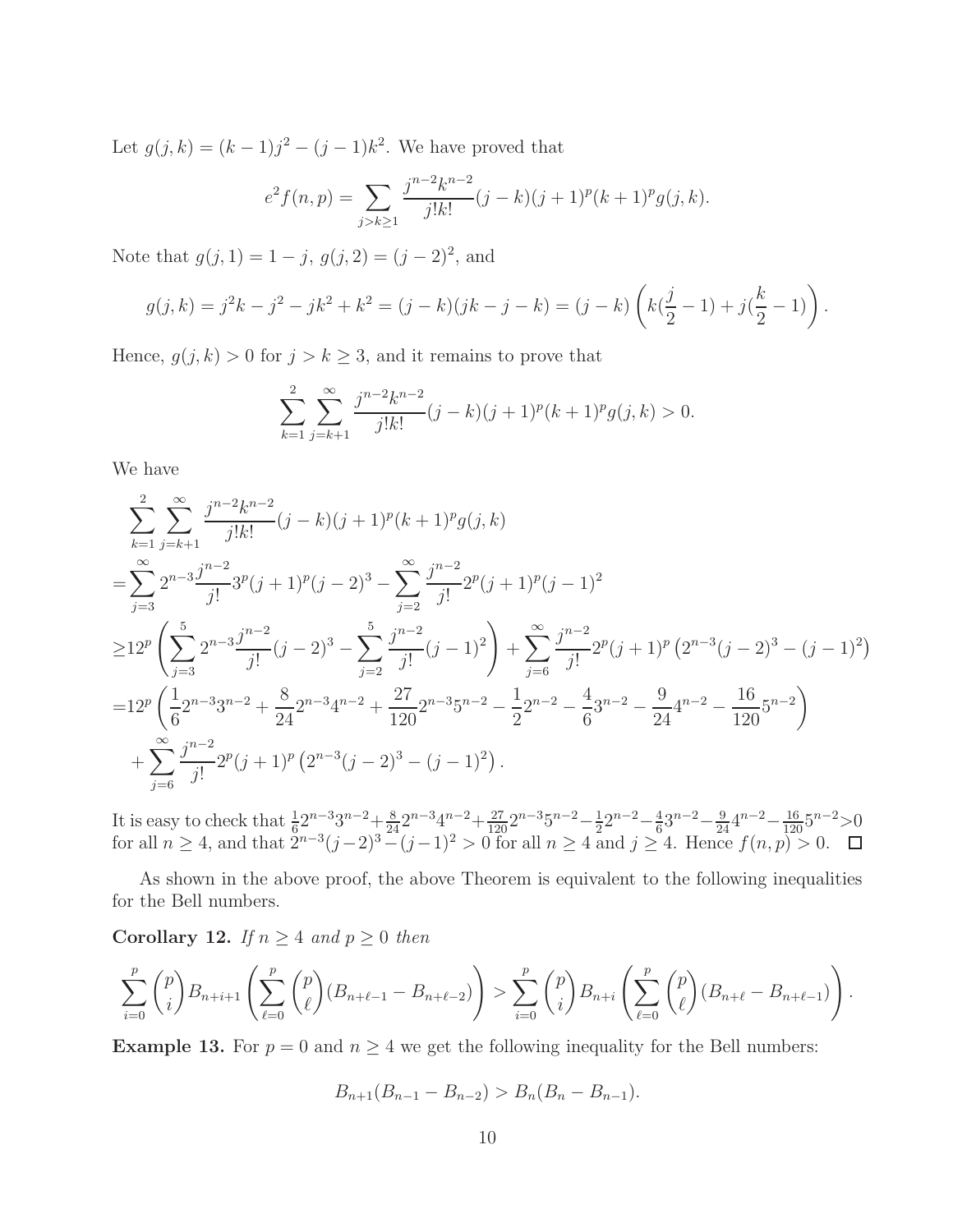Let $g(j,k) = (k-1)j^2 - (j-1)k^2$. We have proved that

$$e^2 f(n,p) = \sum_{j>k\geq 1} \frac{j^{n-2}k^{n-2}}{j!k!}(j-k)(j+1)^p(k+1)^p g(j,k).$$

Note that $g(j,1) = 1-j$, $g(j,2) = (j-2)^2$, and

$$g(j,k) = j^2k - j^2 - jk^2 + k^2 = (j-k)(jk-j-k) = (j-k)\left(k(\frac{j}{2}-1) + j(\frac{k}{2}-1)\right).$$

Hence, $g(j,k) > 0$ for $j > k \geq 3$, and it remains to prove that

$$\sum_{k=1}^{2}\sum_{j=k+1}^{\infty} \frac{j^{n-2}k^{n-2}}{j!k!}(j-k)(j+1)^p(k+1)^p g(j,k) > 0.$$

We have

$$\begin{aligned}
&\sum_{k=1}^{2}\sum_{j=k+1}^{\infty} \frac{j^{n-2}k^{n-2}}{j!k!}(j-k)(j+1)^p(k+1)^p g(j,k) \\
=&\sum_{j=3}^{\infty} 2^{n-3}\frac{j^{n-2}}{j!}3^p(j+1)^p(j-2)^3 - \sum_{j=2}^{\infty}\frac{j^{n-2}}{j!}2^p(j+1)^p(j-1)^2 \\
\geq& 12^p\left(\sum_{j=3}^{5} 2^{n-3}\frac{j^{n-2}}{j!}(j-2)^3 - \sum_{j=2}^{5}\frac{j^{n-2}}{j!}(j-1)^2\right) + \sum_{j=6}^{\infty}\frac{j^{n-2}}{j!}2^p(j+1)^p\left(2^{n-3}(j-2)^3-(j-1)^2\right) \\
=& 12^p\left(\frac{1}{6}2^{n-3}3^{n-2} + \frac{8}{24}2^{n-3}4^{n-2} + \frac{27}{120}2^{n-3}5^{n-2} - \frac{1}{2}2^{n-2} - \frac{4}{6}3^{n-2} - \frac{9}{24}4^{n-2} - \frac{16}{120}5^{n-2}\right) \\
&+ \sum_{j=6}^{\infty}\frac{j^{n-2}}{j!}2^p(j+1)^p\left(2^{n-3}(j-2)^3-(j-1)^2\right).
\end{aligned}$$

It is easy to check that $\frac{1}{6}2^{n-3}3^{n-2}+\frac{8}{24}2^{n-3}4^{n-2}+\frac{27}{120}2^{n-3}5^{n-2}-\frac{1}{2}2^{n-2}-\frac{4}{6}3^{n-2}-\frac{9}{24}4^{n-2}-\frac{16}{120}5^{n-2}>0$ for all $n \geq 4$, and that $2^{n-3}(j-2)^3-(j-1)^2 > 0$ for all $n \geq 4$ and $j \geq 4$. Hence $f(n,p) > 0$. $\square$

As shown in the above proof, the above Theorem is equivalent to the following inequalities for the Bell numbers.

**Corollary 12.** *If $n \geq 4$ and $p \geq 0$ then*

$$\sum_{i=0}^{p}\binom{p}{i}B_{n+i+1}\left(\sum_{\ell=0}^{p}\binom{p}{\ell}(B_{n+\ell-1}-B_{n+\ell-2})\right) > \sum_{i=0}^{p}\binom{p}{i}B_{n+i}\left(\sum_{\ell=0}^{p}\binom{p}{\ell}(B_{n+\ell}-B_{n+\ell-1})\right).$$

**Example 13.** For $p = 0$ and $n \geq 4$ we get the following inequality for the Bell numbers:

$$B_{n+1}(B_{n-1}-B_{n-2}) > B_n(B_n - B_{n-1}).$$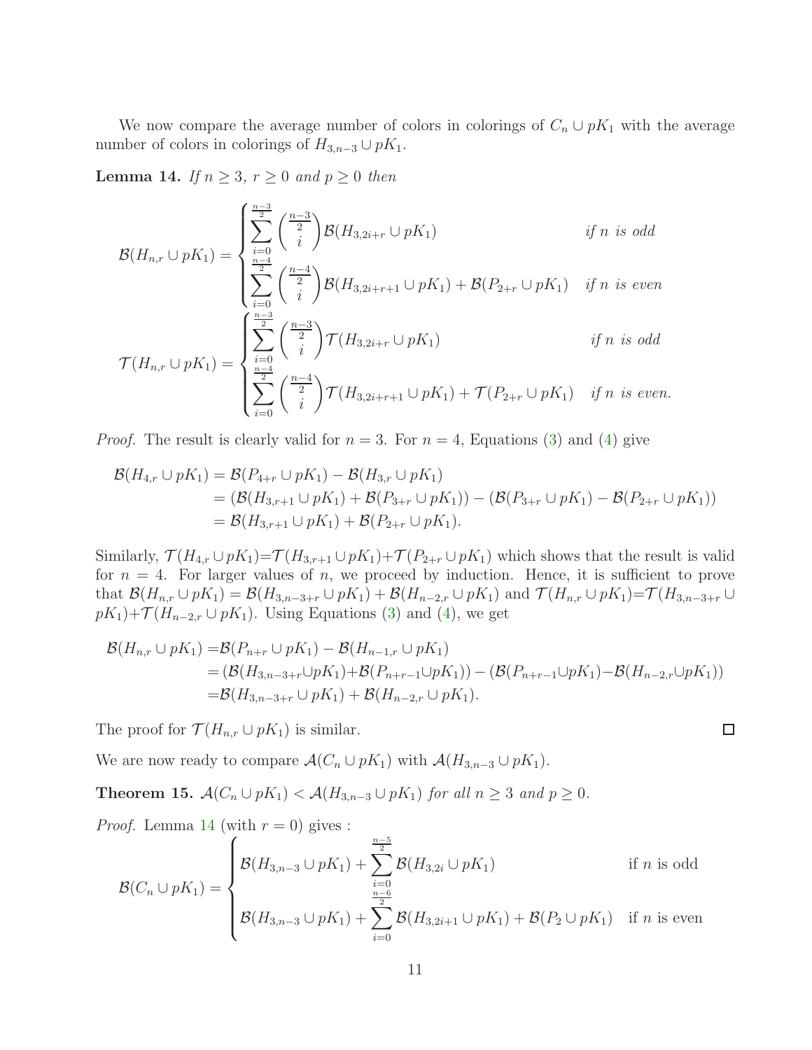We now compare the average number of colors in colorings of $C_n \cup pK_1$ with the average number of colors in colorings of $H_{3,n-3} \cup pK_1$.

**Lemma 14.** *If $n \geq 3$, $r \geq 0$ and $p \geq 0$ then*

$$\mathcal{B}(H_{n,r} \cup pK_1) = \begin{cases} \displaystyle\sum_{i=0}^{\frac{n-3}{2}} \binom{\frac{n-3}{2}}{i} \mathcal{B}(H_{3,2i+r} \cup pK_1) & \text{if } n \text{ is odd} \\ \displaystyle\sum_{i=0}^{\frac{n-4}{2}} \binom{\frac{n-4}{2}}{i} \mathcal{B}(H_{3,2i+r+1} \cup pK_1) + \mathcal{B}(P_{2+r} \cup pK_1) & \text{if } n \text{ is even} \end{cases}$$

$$\mathcal{T}(H_{n,r} \cup pK_1) = \begin{cases} \displaystyle\sum_{i=0}^{\frac{n-3}{2}} \binom{\frac{n-3}{2}}{i} \mathcal{T}(H_{3,2i+r} \cup pK_1) & \text{if } n \text{ is odd} \\ \displaystyle\sum_{i=0}^{\frac{n-4}{2}} \binom{\frac{n-4}{2}}{i} \mathcal{T}(H_{3,2i+r+1} \cup pK_1) + \mathcal{T}(P_{2+r} \cup pK_1) & \text{if } n \text{ is even.} \end{cases}$$

*Proof.* The result is clearly valid for $n = 3$. For $n = 4$, Equations (3) and (4) give

$$\begin{aligned}
\mathcal{B}(H_{4,r} \cup pK_1) &= \mathcal{B}(P_{4+r} \cup pK_1) - \mathcal{B}(H_{3,r} \cup pK_1) \\
&= (\mathcal{B}(H_{3,r+1} \cup pK_1) + \mathcal{B}(P_{3+r} \cup pK_1)) - (\mathcal{B}(P_{3+r} \cup pK_1) - \mathcal{B}(P_{2+r} \cup pK_1)) \\
&= \mathcal{B}(H_{3,r+1} \cup pK_1) + \mathcal{B}(P_{2+r} \cup pK_1).
\end{aligned}$$

Similarly, $\mathcal{T}(H_{4,r} \cup pK_1) = \mathcal{T}(H_{3,r+1} \cup pK_1) + \mathcal{T}(P_{2+r} \cup pK_1)$ which shows that the result is valid for $n = 4$. For larger values of $n$, we proceed by induction. Hence, it is sufficient to prove that $\mathcal{B}(H_{n,r} \cup pK_1) = \mathcal{B}(H_{3,n-3+r} \cup pK_1) + \mathcal{B}(H_{n-2,r} \cup pK_1)$ and $\mathcal{T}(H_{n,r} \cup pK_1) = \mathcal{T}(H_{3,n-3+r} \cup pK_1) + \mathcal{T}(H_{n-2,r} \cup pK_1)$. Using Equations (3) and (4), we get

$$\begin{aligned}
\mathcal{B}(H_{n,r} \cup pK_1) &= \mathcal{B}(P_{n+r} \cup pK_1) - \mathcal{B}(H_{n-1,r} \cup pK_1) \\
&= (\mathcal{B}(H_{3,n-3+r} \cup pK_1) + \mathcal{B}(P_{n+r-1} \cup pK_1)) - (\mathcal{B}(P_{n+r-1} \cup pK_1) - \mathcal{B}(H_{n-2,r} \cup pK_1)) \\
&= \mathcal{B}(H_{3,n-3+r} \cup pK_1) + \mathcal{B}(H_{n-2,r} \cup pK_1).
\end{aligned}$$

The proof for $\mathcal{T}(H_{n,r} \cup pK_1)$ is similar. $\square$

We are now ready to compare $\mathcal{A}(C_n \cup pK_1)$ with $\mathcal{A}(H_{3,n-3} \cup pK_1)$.

**Theorem 15.** *$\mathcal{A}(C_n \cup pK_1) < \mathcal{A}(H_{3,n-3} \cup pK_1)$ for all $n \geq 3$ and $p \geq 0$.*

*Proof.* Lemma 14 (with $r = 0$) gives :

$$\mathcal{B}(C_n \cup pK_1) = \begin{cases} \mathcal{B}(H_{3,n-3} \cup pK_1) + \displaystyle\sum_{i=0}^{\frac{n-5}{2}} \mathcal{B}(H_{3,2i} \cup pK_1) & \text{if } n \text{ is odd} \\ \mathcal{B}(H_{3,n-3} \cup pK_1) + \displaystyle\sum_{i=0}^{\frac{n-6}{2}} \mathcal{B}(H_{3,2i+1} \cup pK_1) + \mathcal{B}(P_2 \cup pK_1) & \text{if } n \text{ is even} \end{cases}$$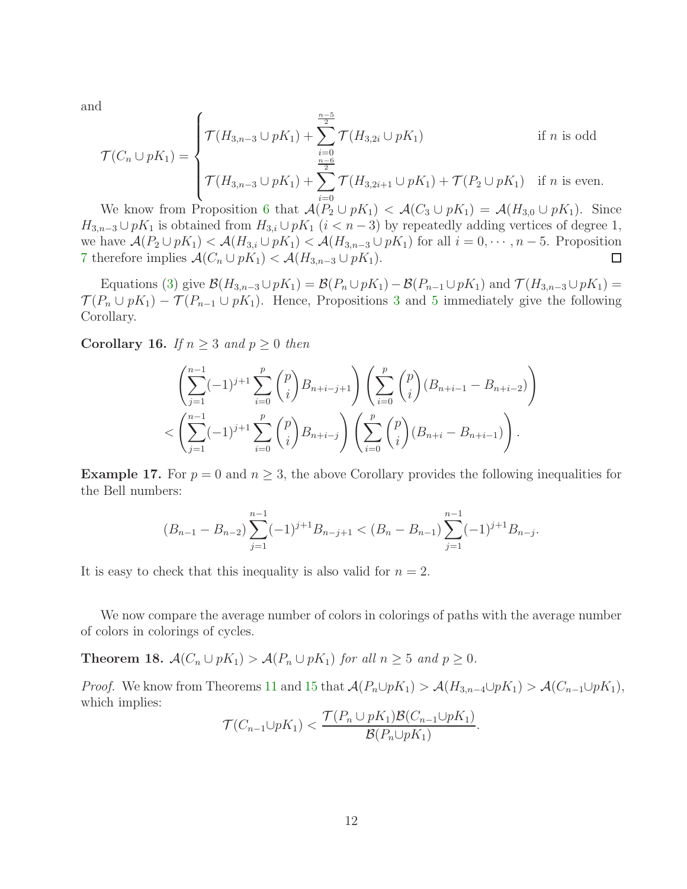and

$$\mathcal{T}(C_n \cup pK_1) = \begin{cases} \mathcal{T}(H_{3,n-3} \cup pK_1) + \displaystyle\sum_{i=0}^{\frac{n-5}{2}} \mathcal{T}(H_{3,2i} \cup pK_1) & \text{if } n \text{ is odd} \\ \mathcal{T}(H_{3,n-3} \cup pK_1) + \displaystyle\sum_{i=0}^{\frac{n-6}{2}} \mathcal{T}(H_{3,2i+1} \cup pK_1) + \mathcal{T}(P_2 \cup pK_1) & \text{if } n \text{ is even.} \end{cases}$$

We know from Proposition 6 that $\mathcal{A}(P_2 \cup pK_1) < \mathcal{A}(C_3 \cup pK_1) = \mathcal{A}(H_{3,0} \cup pK_1)$. Since $H_{3,n-3} \cup pK_1$ is obtained from $H_{3,i} \cup pK_1$ ($i < n-3$) by repeatedly adding vertices of degree 1, we have $\mathcal{A}(P_2 \cup pK_1) < \mathcal{A}(H_{3,i} \cup pK_1) < \mathcal{A}(H_{3,n-3} \cup pK_1)$ for all $i = 0, \cdots, n-5$. Proposition 7 therefore implies $\mathcal{A}(C_n \cup pK_1) < \mathcal{A}(H_{3,n-3} \cup pK_1)$. $\square$

Equations (3) give $\mathcal{B}(H_{3,n-3} \cup pK_1) = \mathcal{B}(P_n \cup pK_1) - \mathcal{B}(P_{n-1} \cup pK_1)$ and $\mathcal{T}(H_{3,n-3} \cup pK_1) = \mathcal{T}(P_n \cup pK_1) - \mathcal{T}(P_{n-1} \cup pK_1)$. Hence, Propositions 3 and 5 immediately give the following Corollary.

**Corollary 16.** *If $n \geq 3$ and $p \geq 0$ then*

$$\left(\sum_{j=1}^{n-1}(-1)^{j+1}\sum_{i=0}^{p}\binom{p}{i}B_{n+i-j+1}\right)\left(\sum_{i=0}^{p}\binom{p}{i}(B_{n+i-1} - B_{n+i-2})\right)$$
$$< \left(\sum_{j=1}^{n-1}(-1)^{j+1}\sum_{i=0}^{p}\binom{p}{i}B_{n+i-j}\right)\left(\sum_{i=0}^{p}\binom{p}{i}(B_{n+i} - B_{n+i-1})\right).$$

**Example 17.** For $p = 0$ and $n \geq 3$, the above Corollary provides the following inequalities for the Bell numbers:

$$(B_{n-1} - B_{n-2})\sum_{j=1}^{n-1}(-1)^{j+1}B_{n-j+1} < (B_n - B_{n-1})\sum_{j=1}^{n-1}(-1)^{j+1}B_{n-j}.$$

It is easy to check that this inequality is also valid for $n = 2$.

We now compare the average number of colors in colorings of paths with the average number of colors in colorings of cycles.

**Theorem 18.** *$\mathcal{A}(C_n \cup pK_1) > \mathcal{A}(P_n \cup pK_1)$ for all $n \geq 5$ and $p \geq 0$.*

*Proof.* We know from Theorems 11 and 15 that $\mathcal{A}(P_n \cup pK_1) > \mathcal{A}(H_{3,n-4} \cup pK_1) > \mathcal{A}(C_{n-1} \cup pK_1)$, which implies:

$$\mathcal{T}(C_{n-1} \cup pK_1) < \frac{\mathcal{T}(P_n \cup pK_1)\mathcal{B}(C_{n-1} \cup pK_1)}{\mathcal{B}(P_n \cup pK_1)}.$$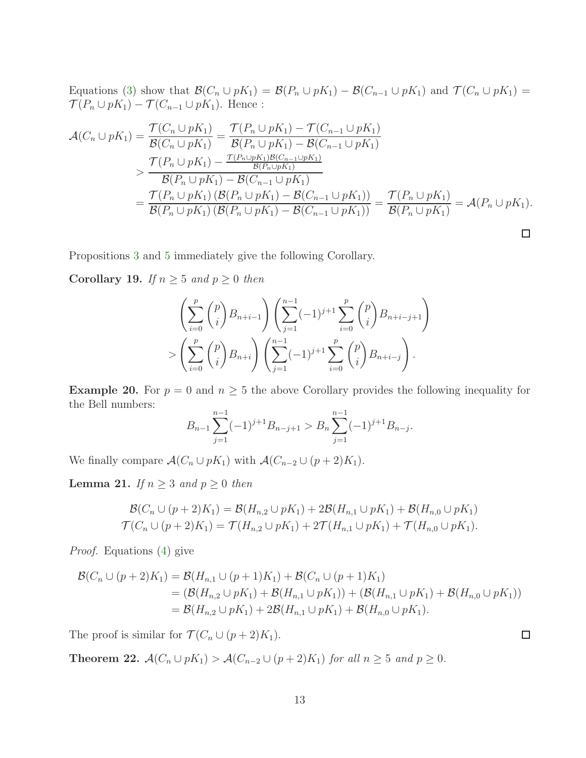Equations (3) show that $\mathcal{B}(C_n \cup pK_1) = \mathcal{B}(P_n \cup pK_1) - \mathcal{B}(C_{n-1} \cup pK_1)$ and $\mathcal{T}(C_n \cup pK_1) = \mathcal{T}(P_n \cup pK_1) - \mathcal{T}(C_{n-1} \cup pK_1)$. Hence :

$$
\begin{aligned}
\mathcal{A}(C_n \cup pK_1) &= \frac{\mathcal{T}(C_n \cup pK_1)}{\mathcal{B}(C_n \cup pK_1)} = \frac{\mathcal{T}(P_n \cup pK_1) - \mathcal{T}(C_{n-1} \cup pK_1)}{\mathcal{B}(P_n \cup pK_1) - \mathcal{B}(C_{n-1} \cup pK_1)} \\
&> \frac{\mathcal{T}(P_n \cup pK_1) - \frac{\mathcal{T}(P_n \cup pK_1)\mathcal{B}(C_{n-1} \cup pK_1)}{\mathcal{B}(P_n \cup pK_1)}}{\mathcal{B}(P_n \cup pK_1) - \mathcal{B}(C_{n-1} \cup pK_1)} \\
&= \frac{\mathcal{T}(P_n \cup pK_1)\left(\mathcal{B}(P_n \cup pK_1) - \mathcal{B}(C_{n-1} \cup pK_1)\right)}{\mathcal{B}(P_n \cup pK_1)\left(\mathcal{B}(P_n \cup pK_1) - \mathcal{B}(C_{n-1} \cup pK_1)\right)} = \frac{\mathcal{T}(P_n \cup pK_1)}{\mathcal{B}(P_n \cup pK_1)} = \mathcal{A}(P_n \cup pK_1).
\end{aligned}
$$

□

Propositions 3 and 5 immediately give the following Corollary.

**Corollary 19.** *If $n \geq 5$ and $p \geq 0$ then*

$$
\begin{aligned}
&\left(\sum_{i=0}^{p} \binom{p}{i} B_{n+i-1}\right)\left(\sum_{j=1}^{n-1}(-1)^{j+1}\sum_{i=0}^{p}\binom{p}{i}B_{n+i-j+1}\right) \\
&> \left(\sum_{i=0}^{p} \binom{p}{i} B_{n+i}\right)\left(\sum_{j=1}^{n-1}(-1)^{j+1}\sum_{i=0}^{p}\binom{p}{i}B_{n+i-j}\right).
\end{aligned}
$$

**Example 20.** For $p = 0$ and $n \geq 5$ the above Corollary provides the following inequality for the Bell numbers:

$$
B_{n-1}\sum_{j=1}^{n-1}(-1)^{j+1}B_{n-j+1} > B_n\sum_{j=1}^{n-1}(-1)^{j+1}B_{n-j}.
$$

We finally compare $\mathcal{A}(C_n \cup pK_1)$ with $\mathcal{A}(C_{n-2} \cup (p+2)K_1)$.

**Lemma 21.** *If $n \geq 3$ and $p \geq 0$ then*

$$
\begin{aligned}
\mathcal{B}(C_n \cup (p+2)K_1) &= \mathcal{B}(H_{n,2} \cup pK_1) + 2\mathcal{B}(H_{n,1} \cup pK_1) + \mathcal{B}(H_{n,0} \cup pK_1) \\
\mathcal{T}(C_n \cup (p+2)K_1) &= \mathcal{T}(H_{n,2} \cup pK_1) + 2\mathcal{T}(H_{n,1} \cup pK_1) + \mathcal{T}(H_{n,0} \cup pK_1).
\end{aligned}
$$

*Proof.* Equations (4) give

$$
\begin{aligned}
\mathcal{B}(C_n \cup (p+2)K_1) &= \mathcal{B}(H_{n,1} \cup (p+1)K_1) + \mathcal{B}(C_n \cup (p+1)K_1) \\
&= \left(\mathcal{B}(H_{n,2} \cup pK_1) + \mathcal{B}(H_{n,1} \cup pK_1)\right) + \left(\mathcal{B}(H_{n,1} \cup pK_1) + \mathcal{B}(H_{n,0} \cup pK_1)\right) \\
&= \mathcal{B}(H_{n,2} \cup pK_1) + 2\mathcal{B}(H_{n,1} \cup pK_1) + \mathcal{B}(H_{n,0} \cup pK_1).
\end{aligned}
$$

The proof is similar for $\mathcal{T}(C_n \cup (p+2)K_1)$. □

**Theorem 22.** *$\mathcal{A}(C_n \cup pK_1) > \mathcal{A}(C_{n-2} \cup (p+2)K_1)$ for all $n \geq 5$ and $p \geq 0$.*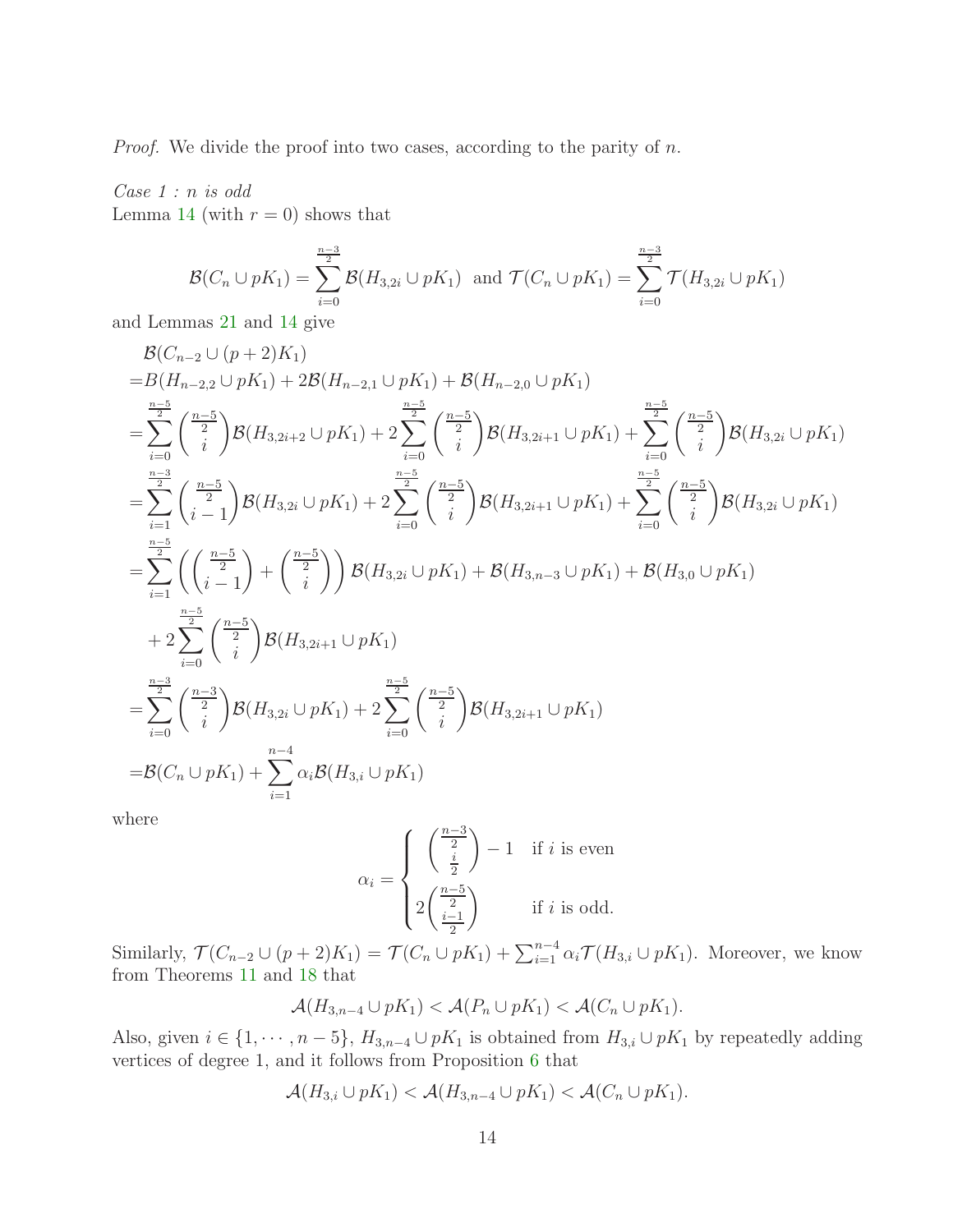*Proof.* We divide the proof into two cases, according to the parity of $n$.

*Case 1 : n is odd*
Lemma 14 (with $r = 0$) shows that

$$\mathcal{B}(C_n \cup pK_1) = \sum_{i=0}^{\frac{n-3}{2}} \mathcal{B}(H_{3,2i} \cup pK_1) \;\text{ and }\; \mathcal{T}(C_n \cup pK_1) = \sum_{i=0}^{\frac{n-3}{2}} \mathcal{T}(H_{3,2i} \cup pK_1)$$

and Lemmas 21 and 14 give

$$\begin{aligned}
&\mathcal{B}(C_{n-2} \cup (p+2)K_1) \\
=&B(H_{n-2,2} \cup pK_1) + 2\mathcal{B}(H_{n-2,1} \cup pK_1) + \mathcal{B}(H_{n-2,0} \cup pK_1) \\
=&\sum_{i=0}^{\frac{n-5}{2}} \binom{\frac{n-5}{2}}{i} \mathcal{B}(H_{3,2i+2} \cup pK_1) + 2\sum_{i=0}^{\frac{n-5}{2}} \binom{\frac{n-5}{2}}{i} \mathcal{B}(H_{3,2i+1} \cup pK_1) + \sum_{i=0}^{\frac{n-5}{2}} \binom{\frac{n-5}{2}}{i} \mathcal{B}(H_{3,2i} \cup pK_1) \\
=&\sum_{i=1}^{\frac{n-3}{2}} \binom{\frac{n-5}{2}}{i-1} \mathcal{B}(H_{3,2i} \cup pK_1) + 2\sum_{i=0}^{\frac{n-5}{2}} \binom{\frac{n-5}{2}}{i} \mathcal{B}(H_{3,2i+1} \cup pK_1) + \sum_{i=0}^{\frac{n-5}{2}} \binom{\frac{n-5}{2}}{i} \mathcal{B}(H_{3,2i} \cup pK_1) \\
=&\sum_{i=1}^{\frac{n-5}{2}} \left( \binom{\frac{n-5}{2}}{i-1} + \binom{\frac{n-5}{2}}{i} \right) \mathcal{B}(H_{3,2i} \cup pK_1) + \mathcal{B}(H_{3,n-3} \cup pK_1) + \mathcal{B}(H_{3,0} \cup pK_1) \\
&+ 2\sum_{i=0}^{\frac{n-5}{2}} \binom{\frac{n-5}{2}}{i} \mathcal{B}(H_{3,2i+1} \cup pK_1) \\
=&\sum_{i=0}^{\frac{n-3}{2}} \binom{\frac{n-3}{2}}{i} \mathcal{B}(H_{3,2i} \cup pK_1) + 2\sum_{i=0}^{\frac{n-5}{2}} \binom{\frac{n-5}{2}}{i} \mathcal{B}(H_{3,2i+1} \cup pK_1) \\
=&\mathcal{B}(C_n \cup pK_1) + \sum_{i=1}^{n-4} \alpha_i \mathcal{B}(H_{3,i} \cup pK_1)
\end{aligned}$$

where

$$\alpha_i = \begin{cases} \binom{\frac{n-3}{2}}{\frac{i}{2}} - 1 & \text{if } i \text{ is even} \\ 2\binom{\frac{n-5}{2}}{\frac{i-1}{2}} & \text{if } i \text{ is odd.} \end{cases}$$

Similarly, $\mathcal{T}(C_{n-2} \cup (p+2)K_1) = \mathcal{T}(C_n \cup pK_1) + \sum_{i=1}^{n-4} \alpha_i \mathcal{T}(H_{3,i} \cup pK_1)$. Moreover, we know from Theorems 11 and 18 that

$$\mathcal{A}(H_{3,n-4} \cup pK_1) < \mathcal{A}(P_n \cup pK_1) < \mathcal{A}(C_n \cup pK_1).$$

Also, given $i \in \{1, \cdots, n-5\}$, $H_{3,n-4} \cup pK_1$ is obtained from $H_{3,i} \cup pK_1$ by repeatedly adding vertices of degree 1, and it follows from Proposition 6 that

$$\mathcal{A}(H_{3,i} \cup pK_1) < \mathcal{A}(H_{3,n-4} \cup pK_1) < \mathcal{A}(C_n \cup pK_1).$$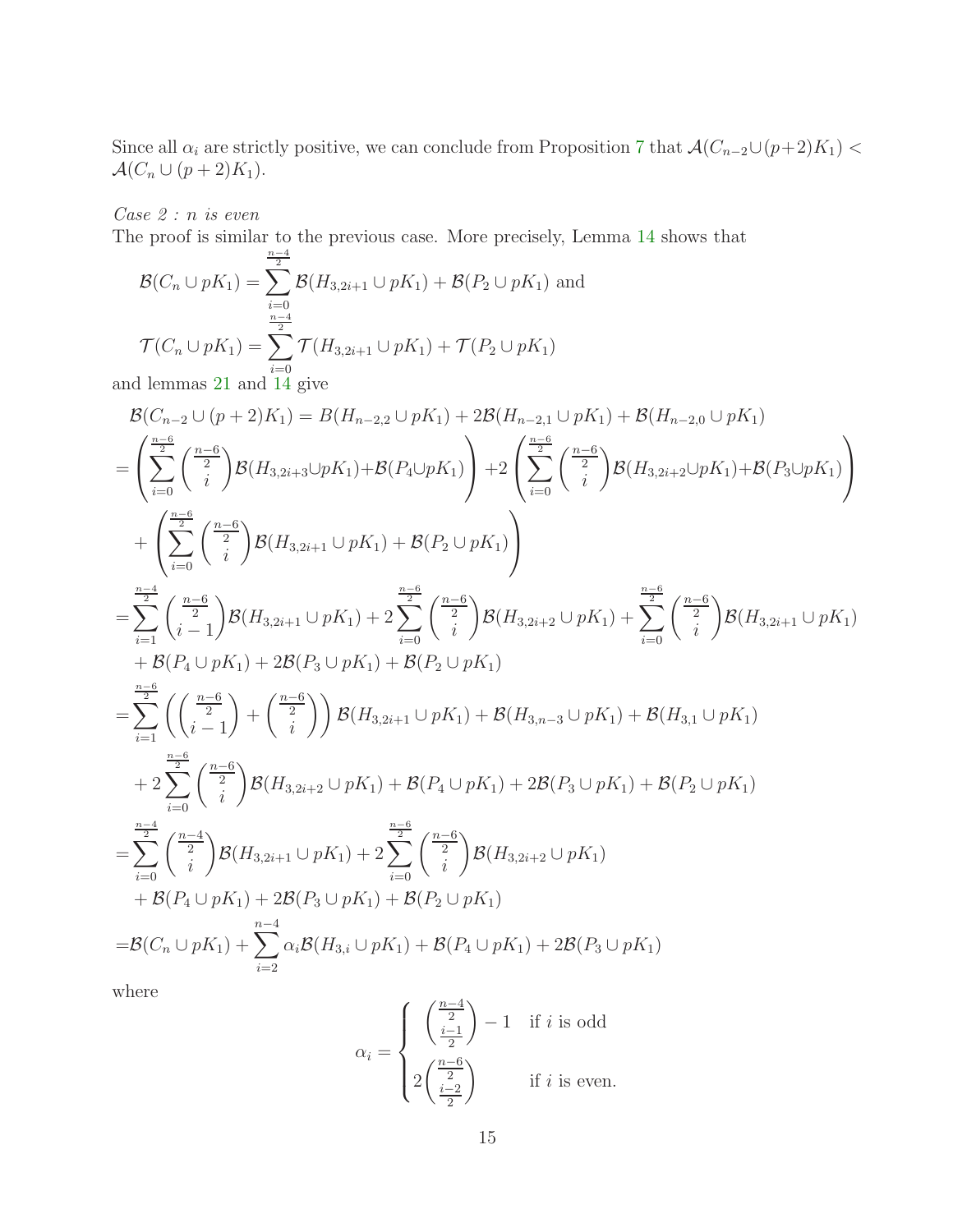Since all $\alpha_i$ are strictly positive, we can conclude from Proposition 7 that $\mathcal{A}(C_{n-2}\cup(p+2)K_1) < \mathcal{A}(C_n \cup (p+2)K_1)$.

*Case 2 : n is even*
The proof is similar to the previous case. More precisely, Lemma 14 shows that

$$\mathcal{B}(C_n \cup pK_1) = \sum_{i=0}^{\frac{n-4}{2}} \mathcal{B}(H_{3,2i+1} \cup pK_1) + \mathcal{B}(P_2 \cup pK_1) \text{ and}$$

$$\mathcal{T}(C_n \cup pK_1) = \sum_{i=0}^{\frac{n-4}{2}} \mathcal{T}(H_{3,2i+1} \cup pK_1) + \mathcal{T}(P_2 \cup pK_1)$$

and lemmas 21 and 14 give

$$
\begin{aligned}
&\mathcal{B}(C_{n-2} \cup (p+2)K_1) = B(H_{n-2,2} \cup pK_1) + 2\mathcal{B}(H_{n-2,1} \cup pK_1) + \mathcal{B}(H_{n-2,0} \cup pK_1)\\
=&\left(\sum_{i=0}^{\frac{n-6}{2}} \binom{\frac{n-6}{2}}{i}\mathcal{B}(H_{3,2i+3}\cup pK_1)+\mathcal{B}(P_4\cup pK_1)\right) + 2\left(\sum_{i=0}^{\frac{n-6}{2}} \binom{\frac{n-6}{2}}{i}\mathcal{B}(H_{3,2i+2}\cup pK_1)+\mathcal{B}(P_3\cup pK_1)\right)\\
&+\left(\sum_{i=0}^{\frac{n-6}{2}} \binom{\frac{n-6}{2}}{i}\mathcal{B}(H_{3,2i+1} \cup pK_1) + \mathcal{B}(P_2 \cup pK_1)\right)\\
=&\sum_{i=1}^{\frac{n-4}{2}} \binom{\frac{n-6}{2}}{i-1}\mathcal{B}(H_{3,2i+1} \cup pK_1) + 2\sum_{i=0}^{\frac{n-6}{2}} \binom{\frac{n-6}{2}}{i}\mathcal{B}(H_{3,2i+2} \cup pK_1) + \sum_{i=0}^{\frac{n-6}{2}} \binom{\frac{n-6}{2}}{i}\mathcal{B}(H_{3,2i+1} \cup pK_1)\\
&+ \mathcal{B}(P_4 \cup pK_1) + 2\mathcal{B}(P_3 \cup pK_1) + \mathcal{B}(P_2 \cup pK_1)\\
=&\sum_{i=1}^{\frac{n-6}{2}} \left(\binom{\frac{n-6}{2}}{i-1} + \binom{\frac{n-6}{2}}{i}\right)\mathcal{B}(H_{3,2i+1} \cup pK_1) + \mathcal{B}(H_{3,n-3} \cup pK_1) + \mathcal{B}(H_{3,1} \cup pK_1)\\
&+ 2\sum_{i=0}^{\frac{n-6}{2}} \binom{\frac{n-6}{2}}{i}\mathcal{B}(H_{3,2i+2} \cup pK_1) + \mathcal{B}(P_4 \cup pK_1) + 2\mathcal{B}(P_3 \cup pK_1) + \mathcal{B}(P_2 \cup pK_1)\\
=&\sum_{i=0}^{\frac{n-4}{2}} \binom{\frac{n-4}{2}}{i}\mathcal{B}(H_{3,2i+1} \cup pK_1) + 2\sum_{i=0}^{\frac{n-6}{2}} \binom{\frac{n-6}{2}}{i}\mathcal{B}(H_{3,2i+2} \cup pK_1)\\
&+ \mathcal{B}(P_4 \cup pK_1) + 2\mathcal{B}(P_3 \cup pK_1) + \mathcal{B}(P_2 \cup pK_1)\\
=&\mathcal{B}(C_n \cup pK_1) + \sum_{i=2}^{n-4} \alpha_i\mathcal{B}(H_{3,i} \cup pK_1) + \mathcal{B}(P_4 \cup pK_1) + 2\mathcal{B}(P_3 \cup pK_1)
\end{aligned}
$$

where

$$\alpha_i = \begin{cases} \binom{\frac{n-4}{2}}{\frac{i-1}{2}} - 1 & \text{if } i \text{ is odd} \\ 2\binom{\frac{n-6}{2}}{\frac{i-2}{2}} & \text{if } i \text{ is even.} \end{cases}$$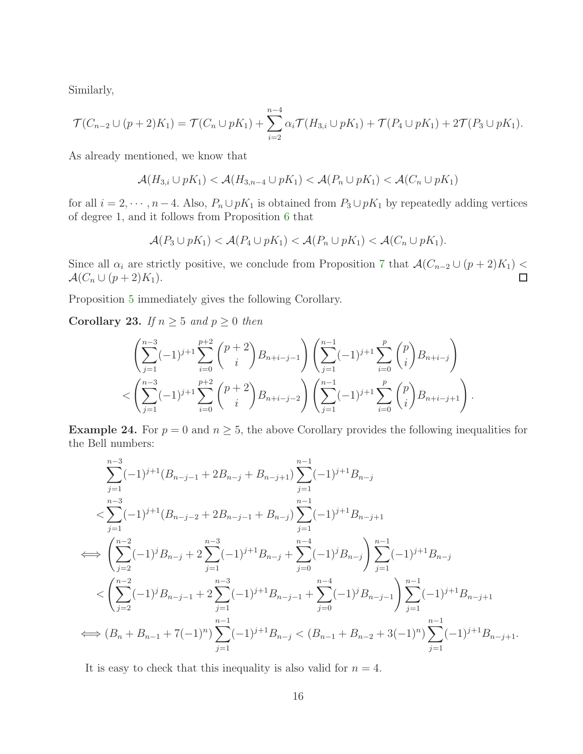Similarly,

$$\mathcal{T}(C_{n-2} \cup (p+2)K_1) = \mathcal{T}(C_n \cup pK_1) + \sum_{i=2}^{n-4} \alpha_i \mathcal{T}(H_{3,i} \cup pK_1) + \mathcal{T}(P_4 \cup pK_1) + 2\mathcal{T}(P_3 \cup pK_1).$$

As already mentioned, we know that

$$\mathcal{A}(H_{3,i} \cup pK_1) < \mathcal{A}(H_{3,n-4} \cup pK_1) < \mathcal{A}(P_n \cup pK_1) < \mathcal{A}(C_n \cup pK_1)$$

for all $i = 2, \cdots, n-4$. Also, $P_n \cup pK_1$ is obtained from $P_3 \cup pK_1$ by repeatedly adding vertices of degree 1, and it follows from Proposition 6 that

$$\mathcal{A}(P_3 \cup pK_1) < \mathcal{A}(P_4 \cup pK_1) < \mathcal{A}(P_n \cup pK_1) < \mathcal{A}(C_n \cup pK_1).$$

Since all $\alpha_i$ are strictly positive, we conclude from Proposition 7 that $\mathcal{A}(C_{n-2} \cup (p+2)K_1) < \mathcal{A}(C_n \cup (p+2)K_1)$. □

Proposition 5 immediately gives the following Corollary.

**Corollary 23.** *If $n \geq 5$ and $p \geq 0$ then*

$$\left(\sum_{j=1}^{n-3}(-1)^{j+1}\sum_{i=0}^{p+2}\binom{p+2}{i}B_{n+i-j-1}\right)\left(\sum_{j=1}^{n-1}(-1)^{j+1}\sum_{i=0}^{p}\binom{p}{i}B_{n+i-j}\right)$$
$$< \left(\sum_{j=1}^{n-3}(-1)^{j+1}\sum_{i=0}^{p+2}\binom{p+2}{i}B_{n+i-j-2}\right)\left(\sum_{j=1}^{n-1}(-1)^{j+1}\sum_{i=0}^{p}\binom{p}{i}B_{n+i-j+1}\right).$$

**Example 24.** For $p = 0$ and $n \geq 5$, the above Corollary provides the following inequalities for the Bell numbers:

$$\begin{aligned}
&\sum_{j=1}^{n-3}(-1)^{j+1}(B_{n-j-1} + 2B_{n-j} + B_{n-j+1})\sum_{j=1}^{n-1}(-1)^{j+1}B_{n-j} \\
&<\sum_{j=1}^{n-3}(-1)^{j+1}(B_{n-j-2} + 2B_{n-j-1} + B_{n-j})\sum_{j=1}^{n-1}(-1)^{j+1}B_{n-j+1} \\
\iff &\left(\sum_{j=2}^{n-2}(-1)^{j}B_{n-j} + 2\sum_{j=1}^{n-3}(-1)^{j+1}B_{n-j} + \sum_{j=0}^{n-4}(-1)^{j}B_{n-j}\right)\sum_{j=1}^{n-1}(-1)^{j+1}B_{n-j} \\
&<\left(\sum_{j=2}^{n-2}(-1)^{j}B_{n-j-1} + 2\sum_{j=1}^{n-3}(-1)^{j+1}B_{n-j-1} + \sum_{j=0}^{n-4}(-1)^{j}B_{n-j-1}\right)\sum_{j=1}^{n-1}(-1)^{j+1}B_{n-j+1} \\
\iff &(B_n + B_{n-1} + 7(-1)^n)\sum_{j=1}^{n-1}(-1)^{j+1}B_{n-j} < (B_{n-1} + B_{n-2} + 3(-1)^n)\sum_{j=1}^{n-1}(-1)^{j+1}B_{n-j+1}.
\end{aligned}$$

It is easy to check that this inequality is also valid for $n = 4$.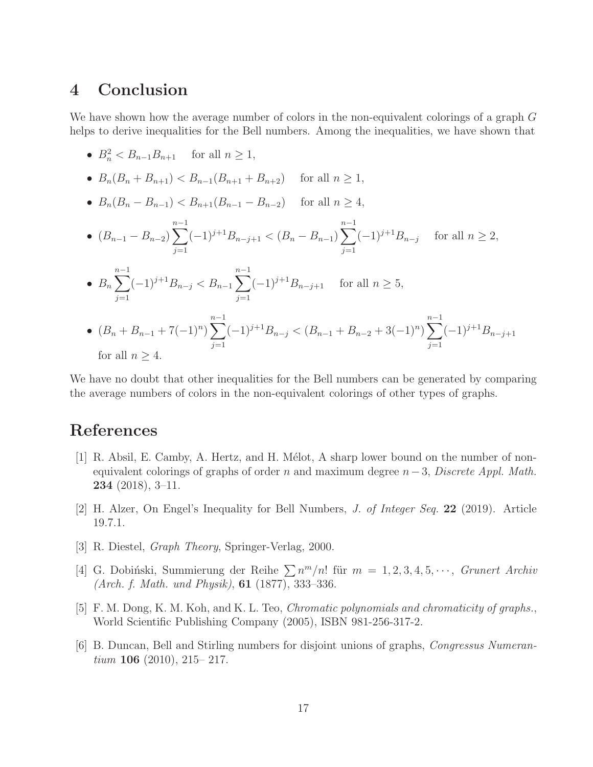## 4 Conclusion

We have shown how the average number of colors in the non-equivalent colorings of a graph $G$ helps to derive inequalities for the Bell numbers. Among the inequalities, we have shown that

- $B_n^2 < B_{n-1}B_{n+1}$ for all $n \geq 1$,
- $B_n(B_n + B_{n+1}) < B_{n-1}(B_{n+1} + B_{n+2})$ for all $n \geq 1$,
- $B_n(B_n - B_{n-1}) < B_{n+1}(B_{n-1} - B_{n-2})$ for all $n \geq 4$,
- $(B_{n-1} - B_{n-2})\sum_{j=1}^{n-1}(-1)^{j+1}B_{n-j+1} < (B_n - B_{n-1})\sum_{j=1}^{n-1}(-1)^{j+1}B_{n-j}$ for all $n \geq 2$,
- $B_n\sum_{j=1}^{n-1}(-1)^{j+1}B_{n-j} < B_{n-1}\sum_{j=1}^{n-1}(-1)^{j+1}B_{n-j+1}$ for all $n \geq 5$,
- $(B_n + B_{n-1} + 7(-1)^n)\sum_{j=1}^{n-1}(-1)^{j+1}B_{n-j} < (B_{n-1} + B_{n-2} + 3(-1)^n)\sum_{j=1}^{n-1}(-1)^{j+1}B_{n-j+1}$ for all $n \geq 4$.

We have no doubt that other inequalities for the Bell numbers can be generated by comparing the average numbers of colors in the non-equivalent colorings of other types of graphs.

## References

[1] R. Absil, E. Camby, A. Hertz, and H. Mélot, A sharp lower bound on the number of non-equivalent colorings of graphs of order $n$ and maximum degree $n-3$, *Discrete Appl. Math.* **234** (2018), 3–11.

[2] H. Alzer, On Engel's Inequality for Bell Numbers, *J. of Integer Seq.* **22** (2019). Article 19.7.1.

[3] R. Diestel, *Graph Theory*, Springer-Verlag, 2000.

[4] G. Dobiński, Summierung der Reihe $\sum n^m/n!$ für $m = 1, 2, 3, 4, 5, \cdots$, *Grunert Archiv (Arch. f. Math. und Physik)*, **61** (1877), 333–336.

[5] F. M. Dong, K. M. Koh, and K. L. Teo, *Chromatic polynomials and chromaticity of graphs.*, World Scientific Publishing Company (2005), ISBN 981-256-317-2.

[6] B. Duncan, Bell and Stirling numbers for disjoint unions of graphs, *Congressus Numerantium* **106** (2010), 215– 217.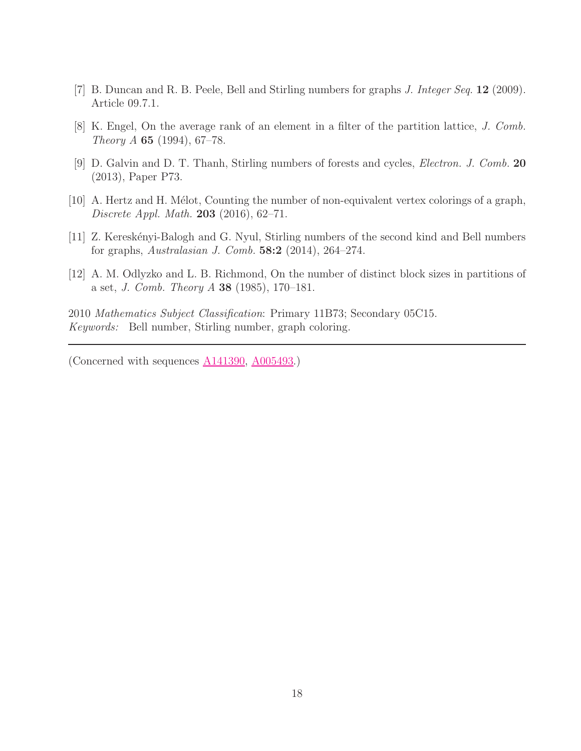[7] B. Duncan and R. B. Peele, Bell and Stirling numbers for graphs *J. Integer Seq.* **12** (2009). Article 09.7.1.

[8] K. Engel, On the average rank of an element in a filter of the partition lattice, *J. Comb. Theory A* **65** (1994), 67–78.

[9] D. Galvin and D. T. Thanh, Stirling numbers of forests and cycles, *Electron. J. Comb.* **20** (2013), Paper P73.

[10] A. Hertz and H. Mélot, Counting the number of non-equivalent vertex colorings of a graph, *Discrete Appl. Math.* **203** (2016), 62–71.

[11] Z. Kereskényi-Balogh and G. Nyul, Stirling numbers of the second kind and Bell numbers for graphs, *Australasian J. Comb.* **58:2** (2014), 264–274.

[12] A. M. Odlyzko and L. B. Richmond, On the number of distinct block sizes in partitions of a set, *J. Comb. Theory A* **38** (1985), 170–181.

2010 *Mathematics Subject Classification*: Primary 11B73; Secondary 05C15.
*Keywords:* Bell number, Stirling number, graph coloring.

---

(Concerned with sequences A141390, A005493.)